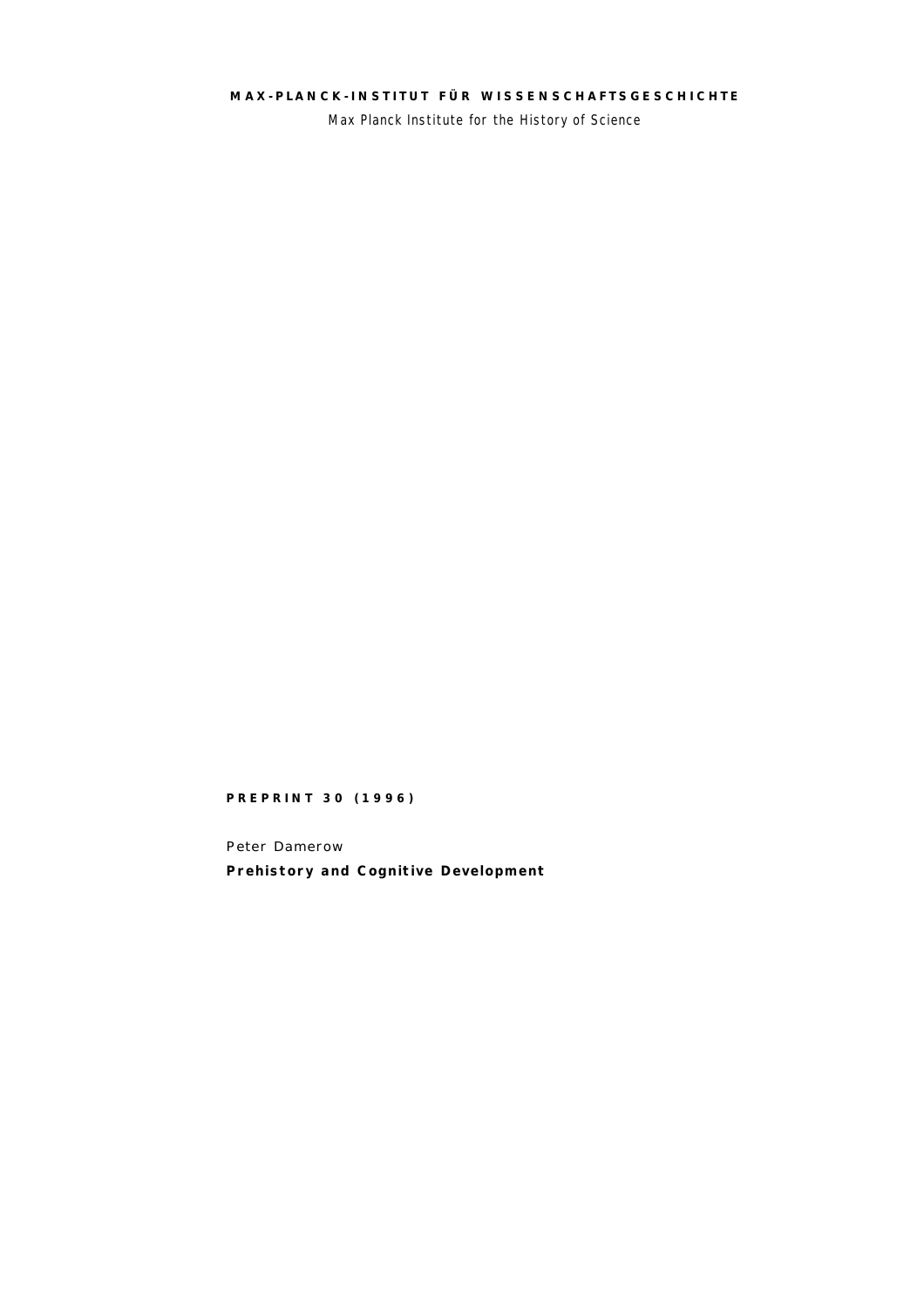**MAX-PLANCK-INSTITUT FÜR WISSENSCHAFTSGESCHICHTE**

Max Planck Institute for the History of Science

**PREPRINT 30 (1996)**

Peter Damerow

**Prehistory and Cognitive Development**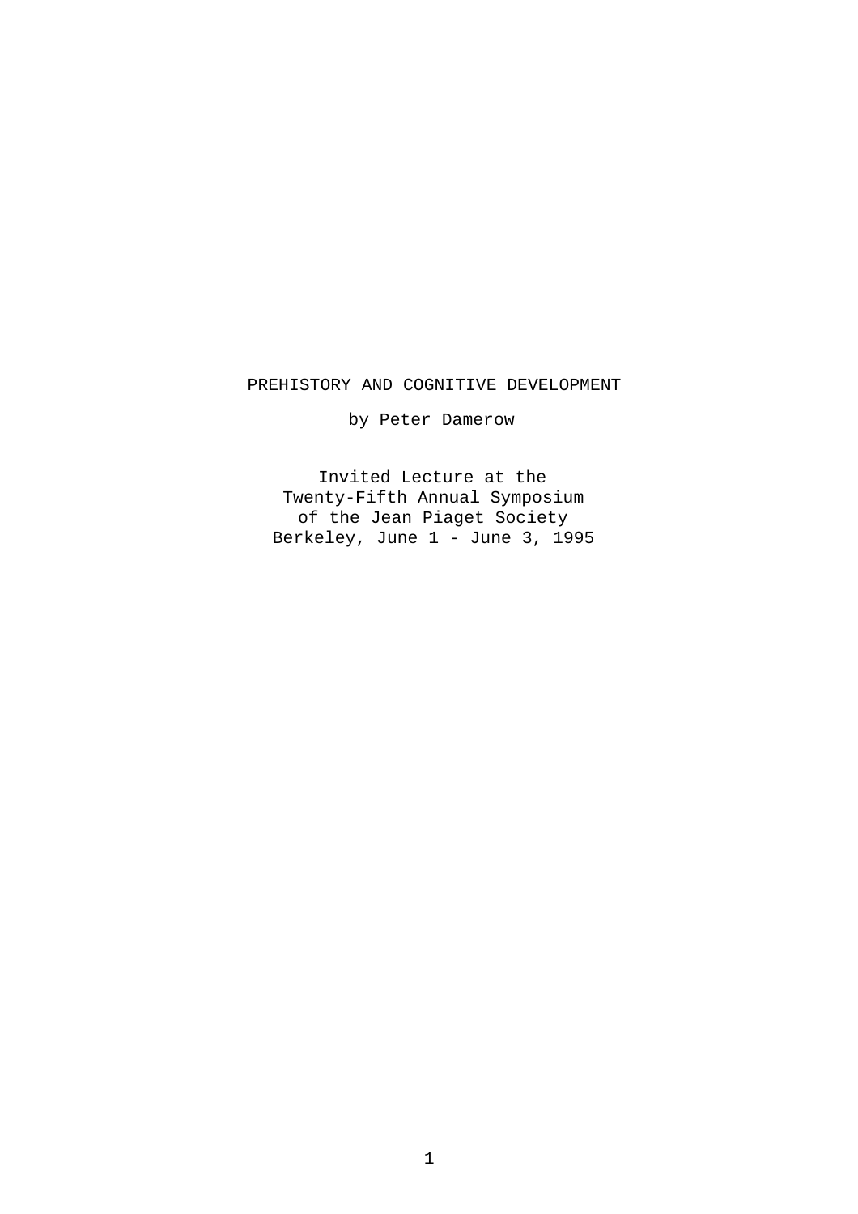# PREHISTORY AND COGNITIVE DEVELOPMENT

by Peter Damerow

Invited Lecture at the
Twenty-Fifth Annual Symposium
of the Jean Piaget Society
Berkeley, June 1 - June 3, 1995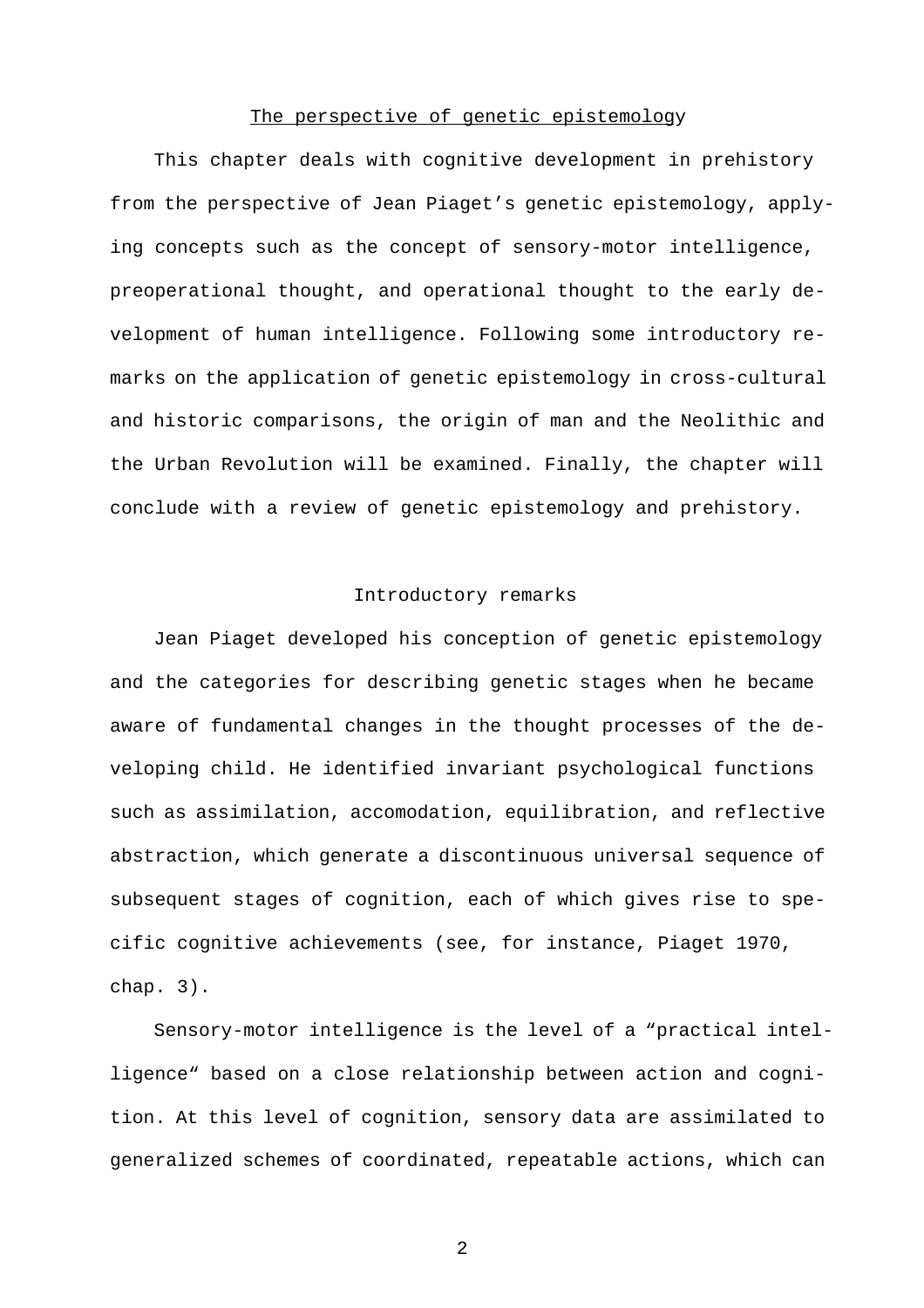## The perspective of genetic epistemology

This chapter deals with cognitive development in prehistory from the perspective of Jean Piaget's genetic epistemology, applying concepts such as the concept of sensory-motor intelligence, preoperational thought, and operational thought to the early development of human intelligence. Following some introductory remarks on the application of genetic epistemology in cross-cultural and historic comparisons, the origin of man and the Neolithic and the Urban Revolution will be examined. Finally, the chapter will conclude with a review of genetic epistemology and prehistory.

### Introductory remarks

Jean Piaget developed his conception of genetic epistemology and the categories for describing genetic stages when he became aware of fundamental changes in the thought processes of the developing child. He identified invariant psychological functions such as assimilation, accomodation, equilibration, and reflective abstraction, which generate a discontinuous universal sequence of subsequent stages of cognition, each of which gives rise to specific cognitive achievements (see, for instance, Piaget 1970, chap. 3).

Sensory-motor intelligence is the level of a "practical intelligence" based on a close relationship between action and cognition. At this level of cognition, sensory data are assimilated to generalized schemes of coordinated, repeatable actions, which can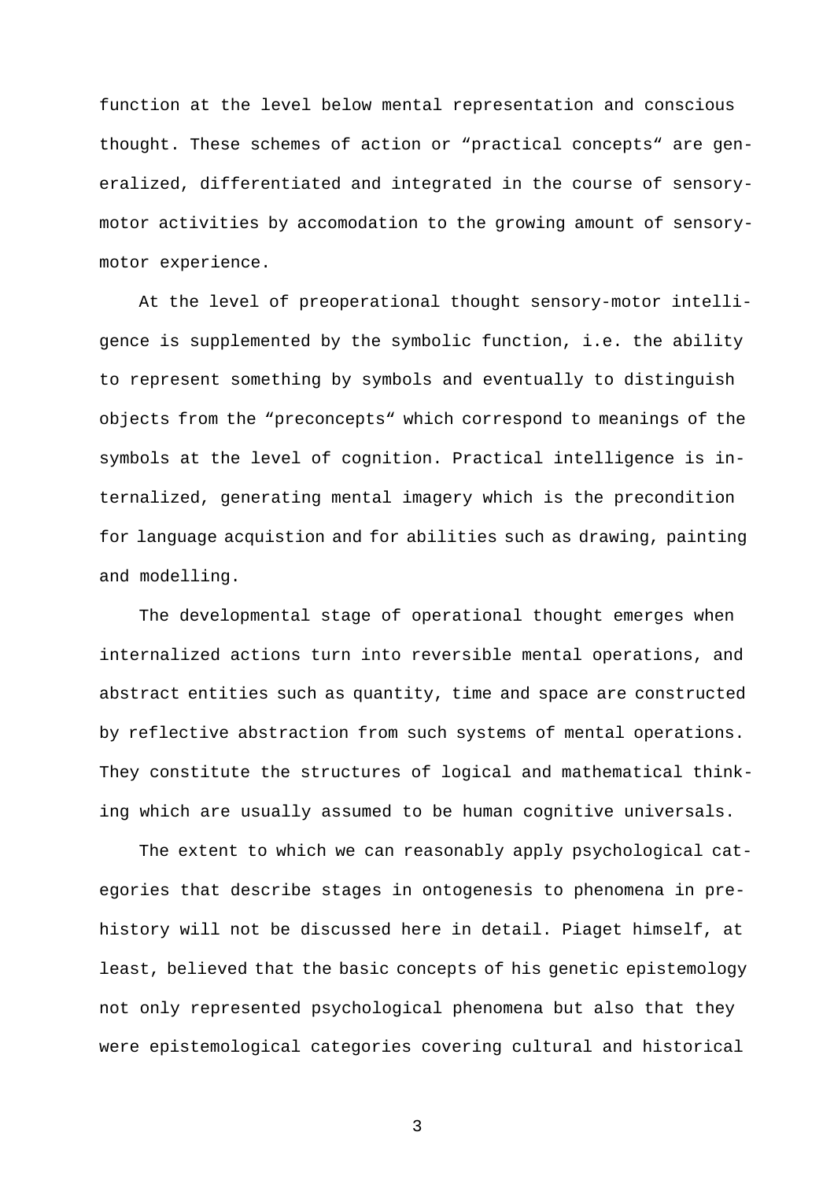function at the level below mental representation and conscious thought. These schemes of action or "practical concepts" are generalized, differentiated and integrated in the course of sensory-motor activities by accomodation to the growing amount of sensory-motor experience.

At the level of preoperational thought sensory-motor intelligence is supplemented by the symbolic function, i.e. the ability to represent something by symbols and eventually to distinguish objects from the "preconcepts" which correspond to meanings of the symbols at the level of cognition. Practical intelligence is internalized, generating mental imagery which is the precondition for language acquistion and for abilities such as drawing, painting and modelling.

The developmental stage of operational thought emerges when internalized actions turn into reversible mental operations, and abstract entities such as quantity, time and space are constructed by reflective abstraction from such systems of mental operations. They constitute the structures of logical and mathematical thinking which are usually assumed to be human cognitive universals.

The extent to which we can reasonably apply psychological categories that describe stages in ontogenesis to phenomena in prehistory will not be discussed here in detail. Piaget himself, at least, believed that the basic concepts of his genetic epistemology not only represented psychological phenomena but also that they were epistemological categories covering cultural and historical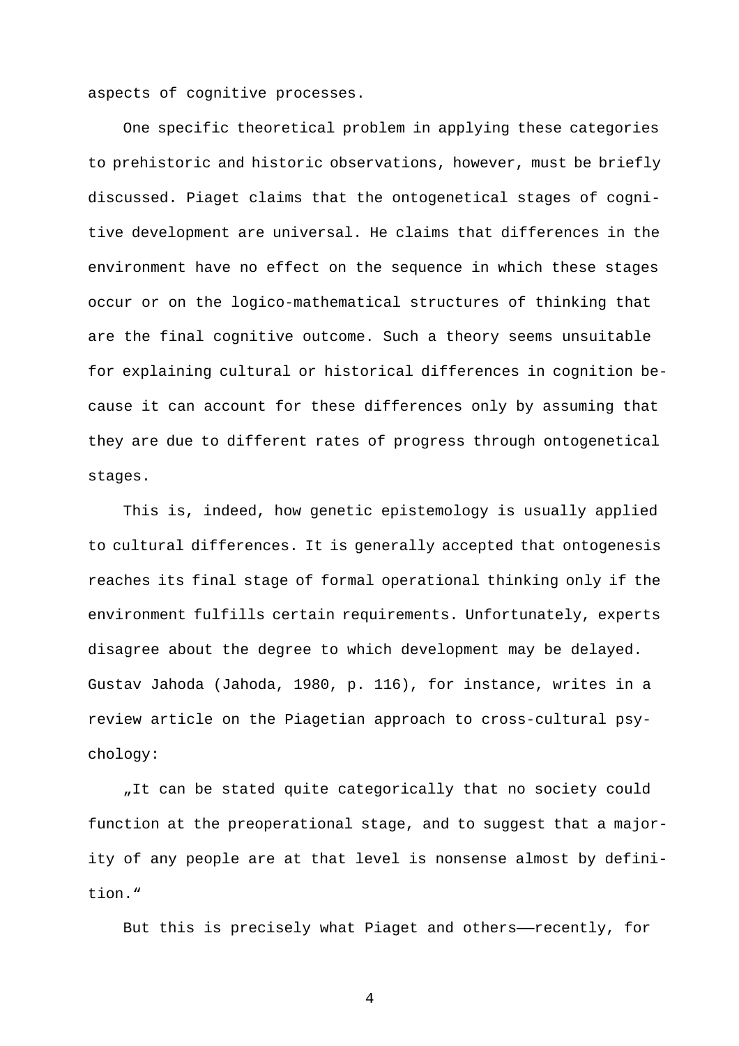aspects of cognitive processes.

One specific theoretical problem in applying these categories to prehistoric and historic observations, however, must be briefly discussed. Piaget claims that the ontogenetical stages of cognitive development are universal. He claims that differences in the environment have no effect on the sequence in which these stages occur or on the logico-mathematical structures of thinking that are the final cognitive outcome. Such a theory seems unsuitable for explaining cultural or historical differences in cognition because it can account for these differences only by assuming that they are due to different rates of progress through ontogenetical stages.

This is, indeed, how genetic epistemology is usually applied to cultural differences. It is generally accepted that ontogenesis reaches its final stage of formal operational thinking only if the environment fulfills certain requirements. Unfortunately, experts disagree about the degree to which development may be delayed. Gustav Jahoda (Jahoda, 1980, p. 116), for instance, writes in a review article on the Piagetian approach to cross-cultural psychology:

„It can be stated quite categorically that no society could function at the preoperational stage, and to suggest that a majority of any people are at that level is nonsense almost by definition."

But this is precisely what Piaget and others——recently, for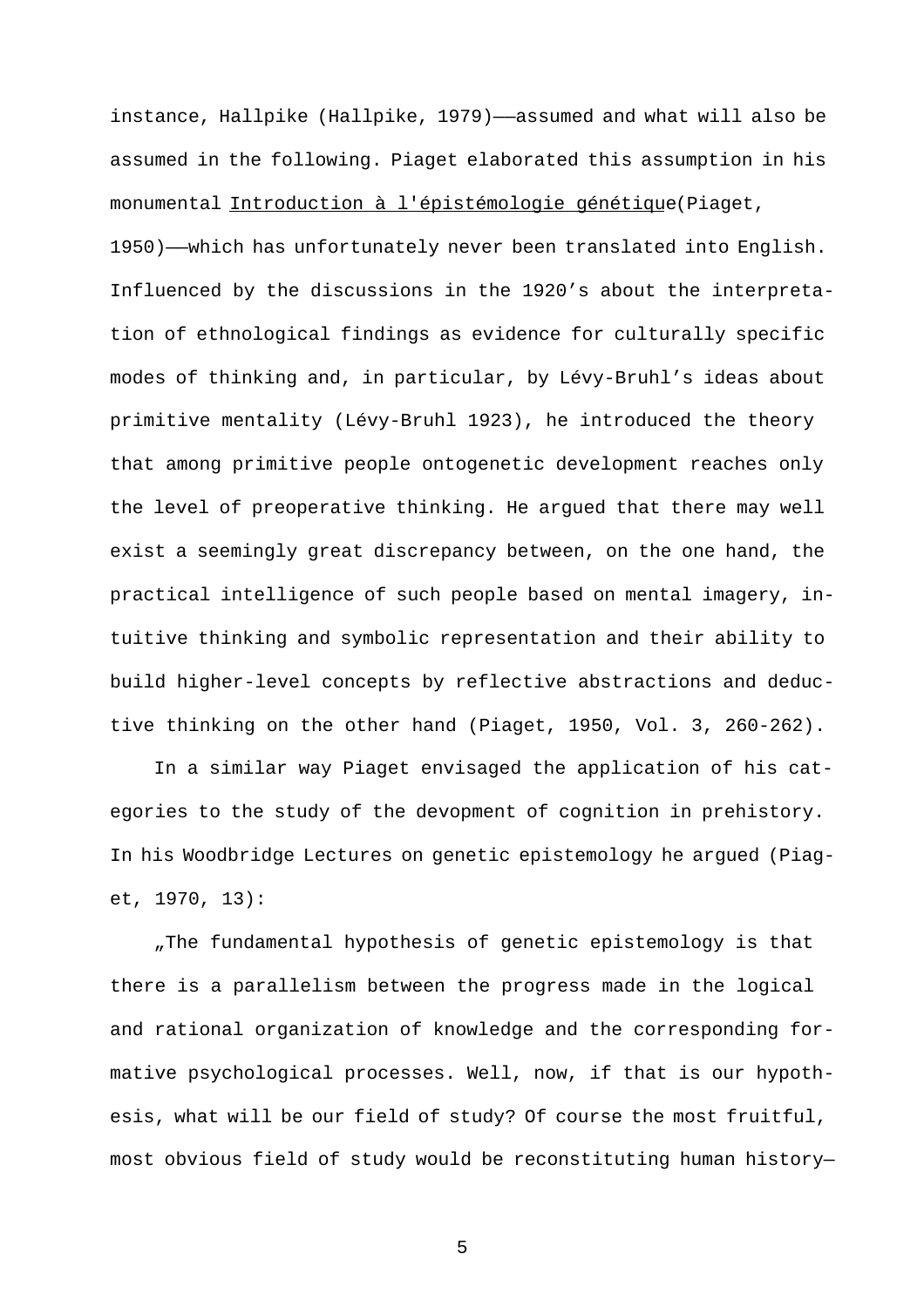instance, Hallpike (Hallpike, 1979)——assumed and what will also be assumed in the following. Piaget elaborated this assumption in his monumental Introduction à l'épistémologie génétique(Piaget, 1950)——which has unfortunately never been translated into English. Influenced by the discussions in the 1920's about the interpretation of ethnological findings as evidence for culturally specific modes of thinking and, in particular, by Lévy-Bruhl's ideas about primitive mentality (Lévy-Bruhl 1923), he introduced the theory that among primitive people ontogenetic development reaches only the level of preoperative thinking. He argued that there may well exist a seemingly great discrepancy between, on the one hand, the practical intelligence of such people based on mental imagery, intuitive thinking and symbolic representation and their ability to build higher-level concepts by reflective abstractions and deductive thinking on the other hand (Piaget, 1950, Vol. 3, 260-262).

In a similar way Piaget envisaged the application of his categories to the study of the devopment of cognition in prehistory. In his Woodbridge Lectures on genetic epistemology he argued (Piaget, 1970, 13):

„The fundamental hypothesis of genetic epistemology is that there is a parallelism between the progress made in the logical and rational organization of knowledge and the corresponding formative psychological processes. Well, now, if that is our hypothesis, what will be our field of study? Of course the most fruitful, most obvious field of study would be reconstituting human history—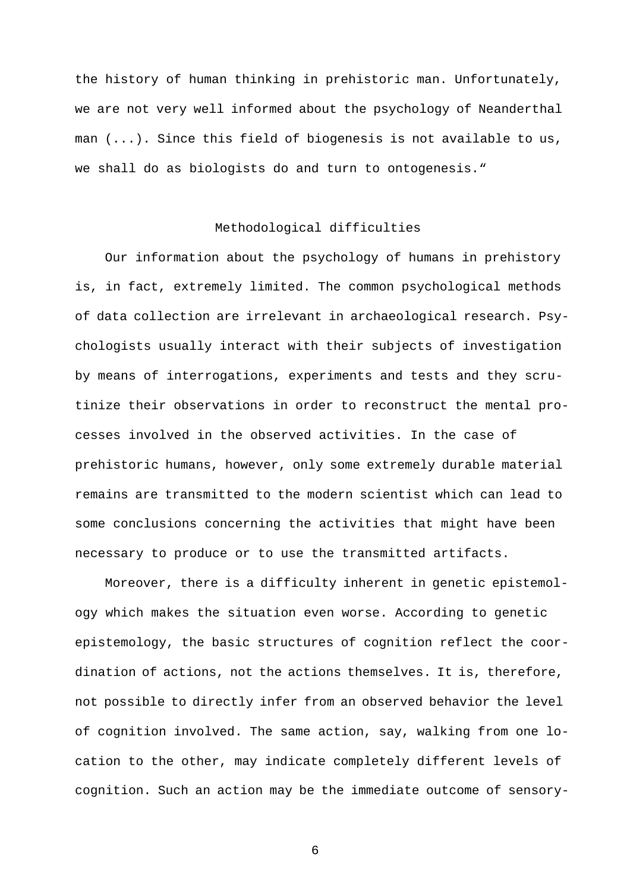the history of human thinking in prehistoric man. Unfortunately, we are not very well informed about the psychology of Neanderthal man (...). Since this field of biogenesis is not available to us, we shall do as biologists do and turn to ontogenesis."

## Methodological difficulties

Our information about the psychology of humans in prehistory is, in fact, extremely limited. The common psychological methods of data collection are irrelevant in archaeological research. Psychologists usually interact with their subjects of investigation by means of interrogations, experiments and tests and they scrutinize their observations in order to reconstruct the mental processes involved in the observed activities. In the case of prehistoric humans, however, only some extremely durable material remains are transmitted to the modern scientist which can lead to some conclusions concerning the activities that might have been necessary to produce or to use the transmitted artifacts.

Moreover, there is a difficulty inherent in genetic epistemology which makes the situation even worse. According to genetic epistemology, the basic structures of cognition reflect the coordination of actions, not the actions themselves. It is, therefore, not possible to directly infer from an observed behavior the level of cognition involved. The same action, say, walking from one location to the other, may indicate completely different levels of cognition. Such an action may be the immediate outcome of sensory-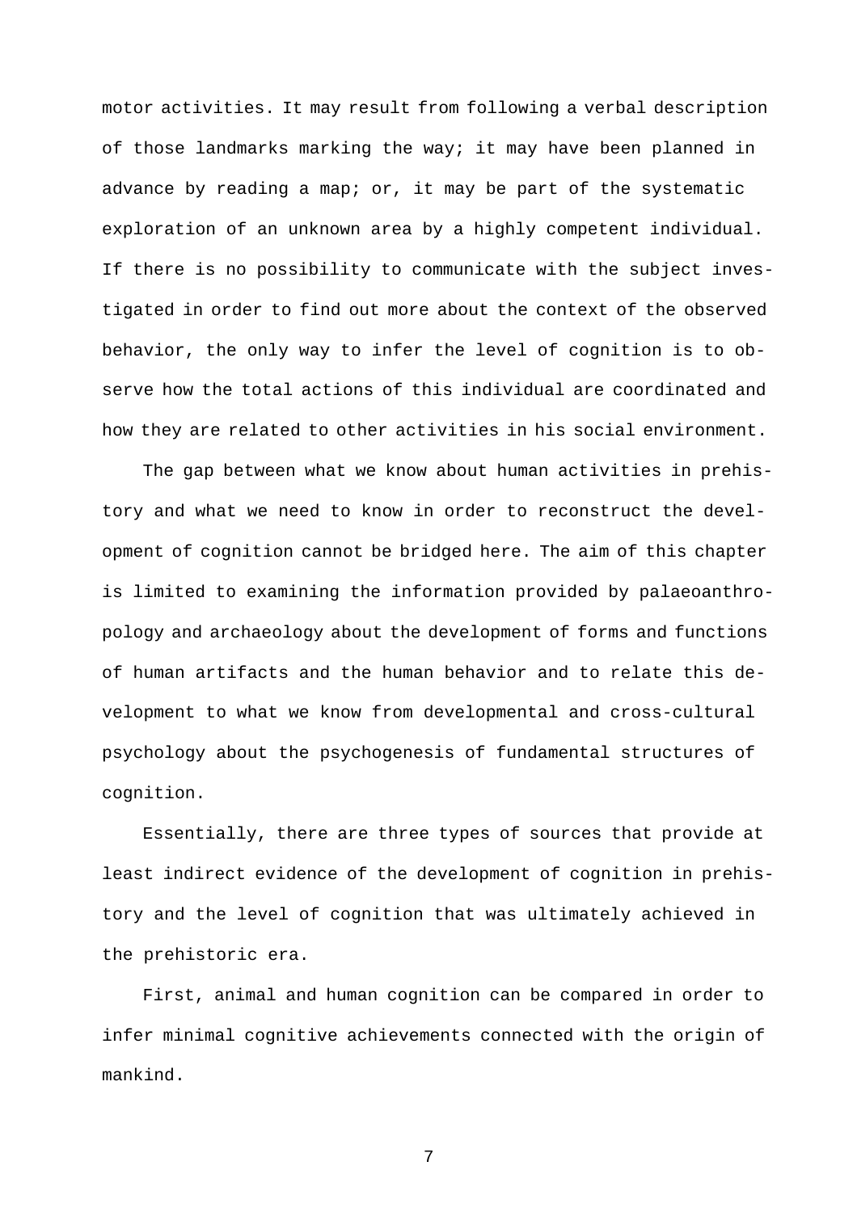motor activities. It may result from following a verbal description of those landmarks marking the way; it may have been planned in advance by reading a map; or, it may be part of the systematic exploration of an unknown area by a highly competent individual. If there is no possibility to communicate with the subject investigated in order to find out more about the context of the observed behavior, the only way to infer the level of cognition is to observe how the total actions of this individual are coordinated and how they are related to other activities in his social environment.

The gap between what we know about human activities in prehistory and what we need to know in order to reconstruct the development of cognition cannot be bridged here. The aim of this chapter is limited to examining the information provided by palaeoanthropology and archaeology about the development of forms and functions of human artifacts and the human behavior and to relate this development to what we know from developmental and cross-cultural psychology about the psychogenesis of fundamental structures of cognition.

Essentially, there are three types of sources that provide at least indirect evidence of the development of cognition in prehistory and the level of cognition that was ultimately achieved in the prehistoric era.

First, animal and human cognition can be compared in order to infer minimal cognitive achievements connected with the origin of mankind.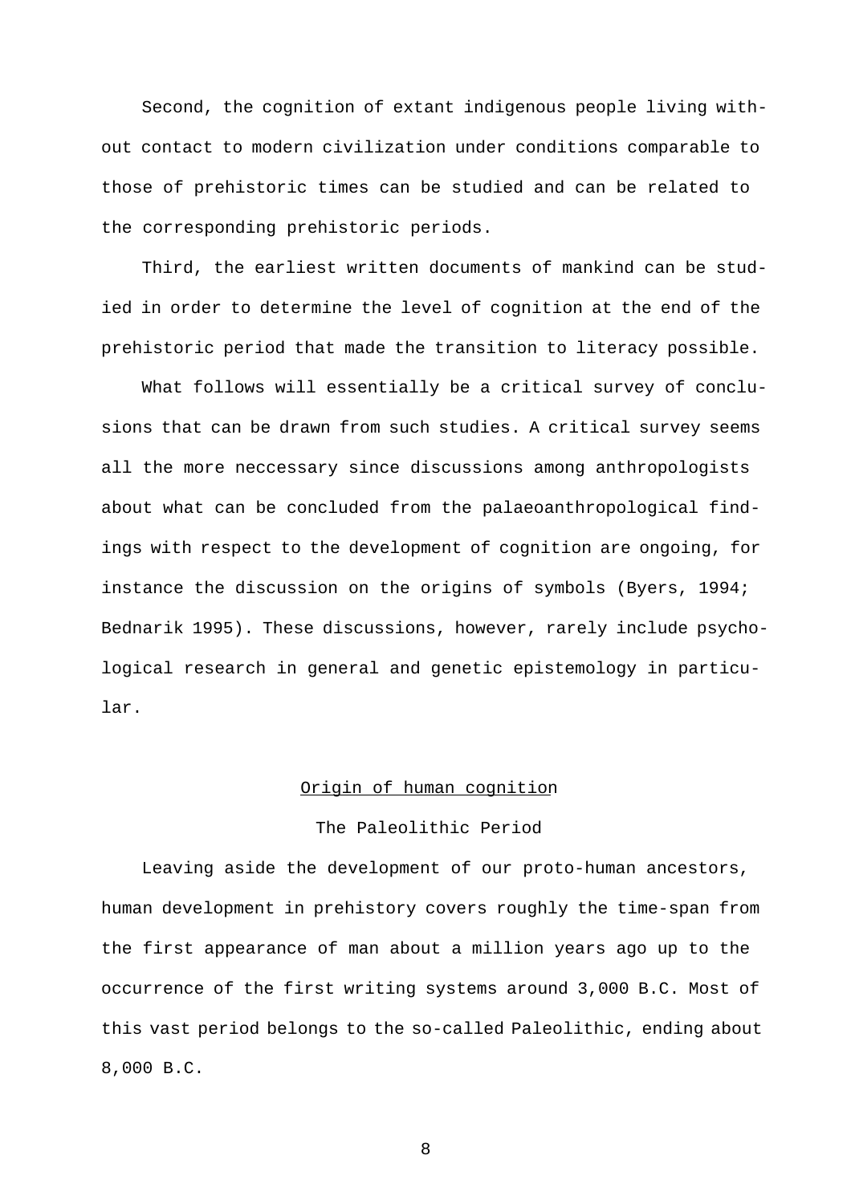Second, the cognition of extant indigenous people living without contact to modern civilization under conditions comparable to those of prehistoric times can be studied and can be related to the corresponding prehistoric periods.

Third, the earliest written documents of mankind can be studied in order to determine the level of cognition at the end of the prehistoric period that made the transition to literacy possible.

What follows will essentially be a critical survey of conclusions that can be drawn from such studies. A critical survey seems all the more neccessary since discussions among anthropologists about what can be concluded from the palaeoanthropological findings with respect to the development of cognition are ongoing, for instance the discussion on the origins of symbols (Byers, 1994; Bednarik 1995). These discussions, however, rarely include psychological research in general and genetic epistemology in particular.

## Origin of human cognition

### The Paleolithic Period

Leaving aside the development of our proto-human ancestors, human development in prehistory covers roughly the time-span from the first appearance of man about a million years ago up to the occurrence of the first writing systems around 3,000 B.C. Most of this vast period belongs to the so-called Paleolithic, ending about 8,000 B.C.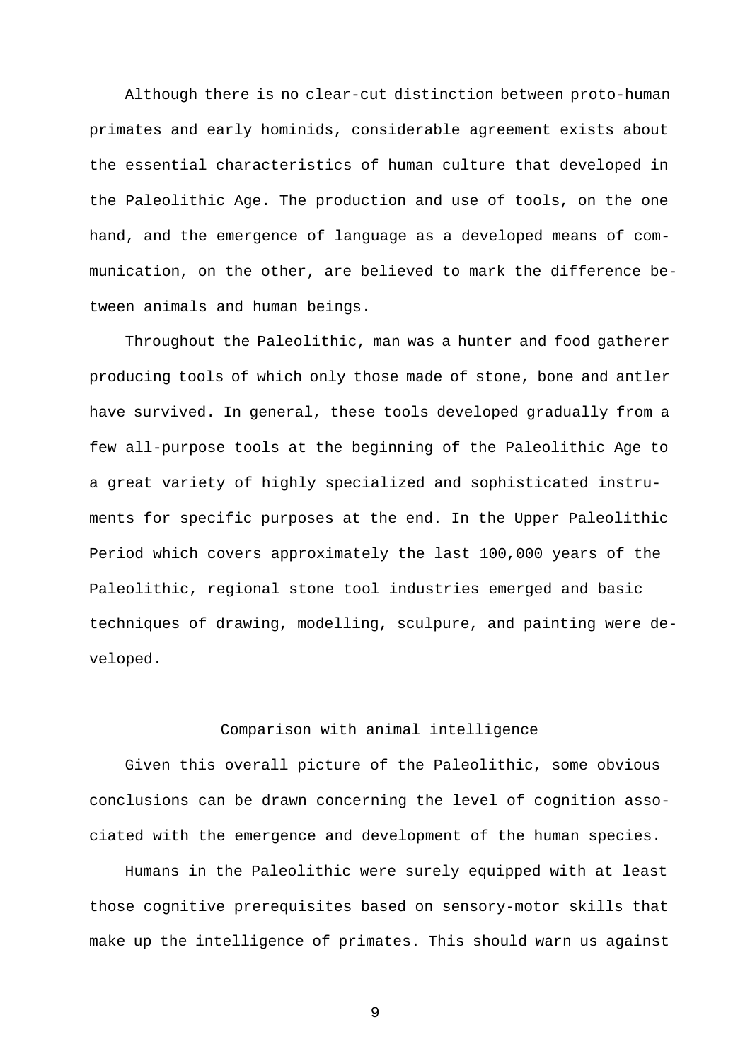Although there is no clear-cut distinction between proto-human primates and early hominids, considerable agreement exists about the essential characteristics of human culture that developed in the Paleolithic Age. The production and use of tools, on the one hand, and the emergence of language as a developed means of communication, on the other, are believed to mark the difference between animals and human beings.

Throughout the Paleolithic, man was a hunter and food gatherer producing tools of which only those made of stone, bone and antler have survived. In general, these tools developed gradually from a few all-purpose tools at the beginning of the Paleolithic Age to a great variety of highly specialized and sophisticated instruments for specific purposes at the end. In the Upper Paleolithic Period which covers approximately the last 100,000 years of the Paleolithic, regional stone tool industries emerged and basic techniques of drawing, modelling, sculpure, and painting were developed.

## Comparison with animal intelligence

Given this overall picture of the Paleolithic, some obvious conclusions can be drawn concerning the level of cognition associated with the emergence and development of the human species.

Humans in the Paleolithic were surely equipped with at least those cognitive prerequisites based on sensory-motor skills that make up the intelligence of primates. This should warn us against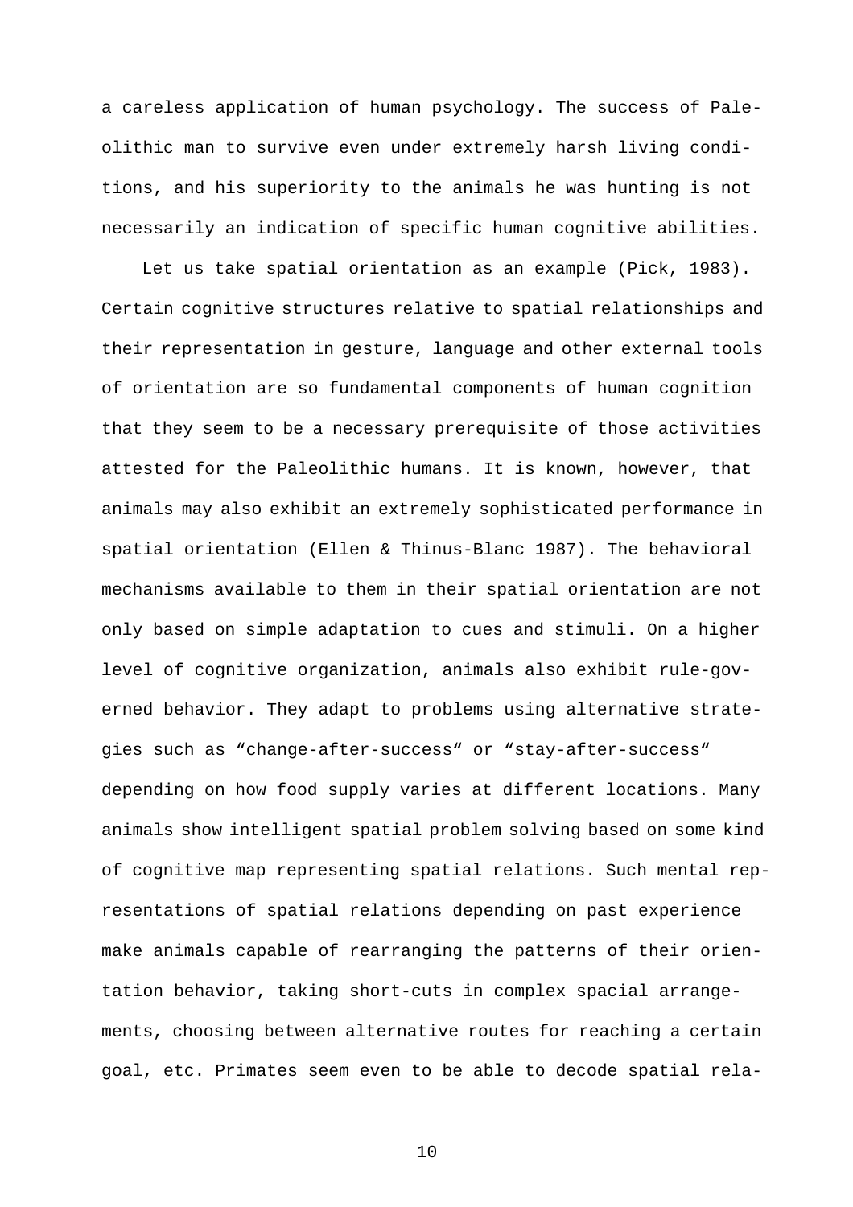a careless application of human psychology. The success of Paleolithic man to survive even under extremely harsh living conditions, and his superiority to the animals he was hunting is not necessarily an indication of specific human cognitive abilities.

Let us take spatial orientation as an example (Pick, 1983). Certain cognitive structures relative to spatial relationships and their representation in gesture, language and other external tools of orientation are so fundamental components of human cognition that they seem to be a necessary prerequisite of those activities attested for the Paleolithic humans. It is known, however, that animals may also exhibit an extremely sophisticated performance in spatial orientation (Ellen & Thinus-Blanc 1987). The behavioral mechanisms available to them in their spatial orientation are not only based on simple adaptation to cues and stimuli. On a higher level of cognitive organization, animals also exhibit rule-governed behavior. They adapt to problems using alternative strategies such as "change-after-success" or "stay-after-success" depending on how food supply varies at different locations. Many animals show intelligent spatial problem solving based on some kind of cognitive map representing spatial relations. Such mental representations of spatial relations depending on past experience make animals capable of rearranging the patterns of their orientation behavior, taking short-cuts in complex spacial arrangements, choosing between alternative routes for reaching a certain goal, etc. Primates seem even to be able to decode spatial rela-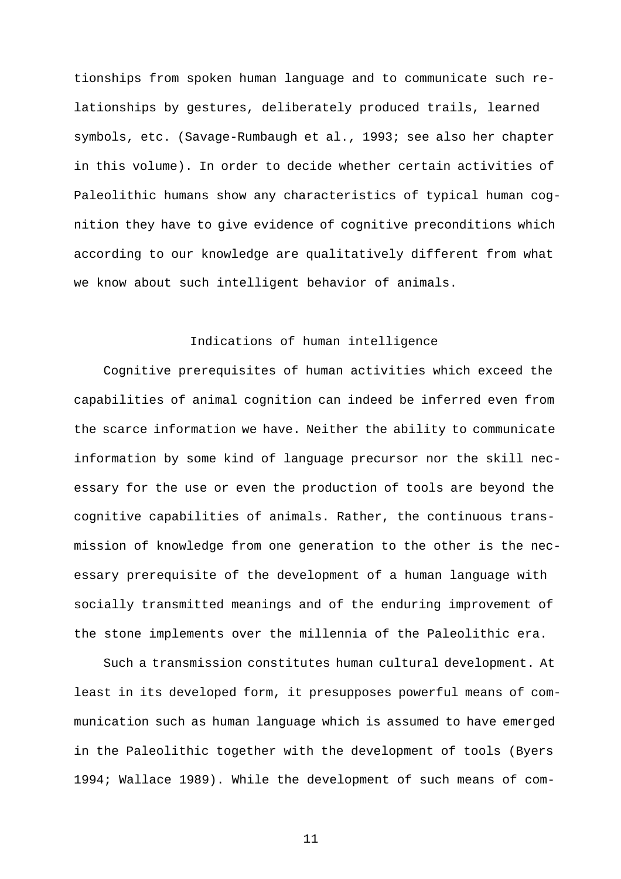tionships from spoken human language and to communicate such relationships by gestures, deliberately produced trails, learned symbols, etc. (Savage-Rumbaugh et al., 1993; see also her chapter in this volume). In order to decide whether certain activities of Paleolithic humans show any characteristics of typical human cognition they have to give evidence of cognitive preconditions which according to our knowledge are qualitatively different from what we know about such intelligent behavior of animals.

## Indications of human intelligence

Cognitive prerequisites of human activities which exceed the capabilities of animal cognition can indeed be inferred even from the scarce information we have. Neither the ability to communicate information by some kind of language precursor nor the skill necessary for the use or even the production of tools are beyond the cognitive capabilities of animals. Rather, the continuous transmission of knowledge from one generation to the other is the necessary prerequisite of the development of a human language with socially transmitted meanings and of the enduring improvement of the stone implements over the millennia of the Paleolithic era.

Such a transmission constitutes human cultural development. At least in its developed form, it presupposes powerful means of communication such as human language which is assumed to have emerged in the Paleolithic together with the development of tools (Byers 1994; Wallace 1989). While the development of such means of com-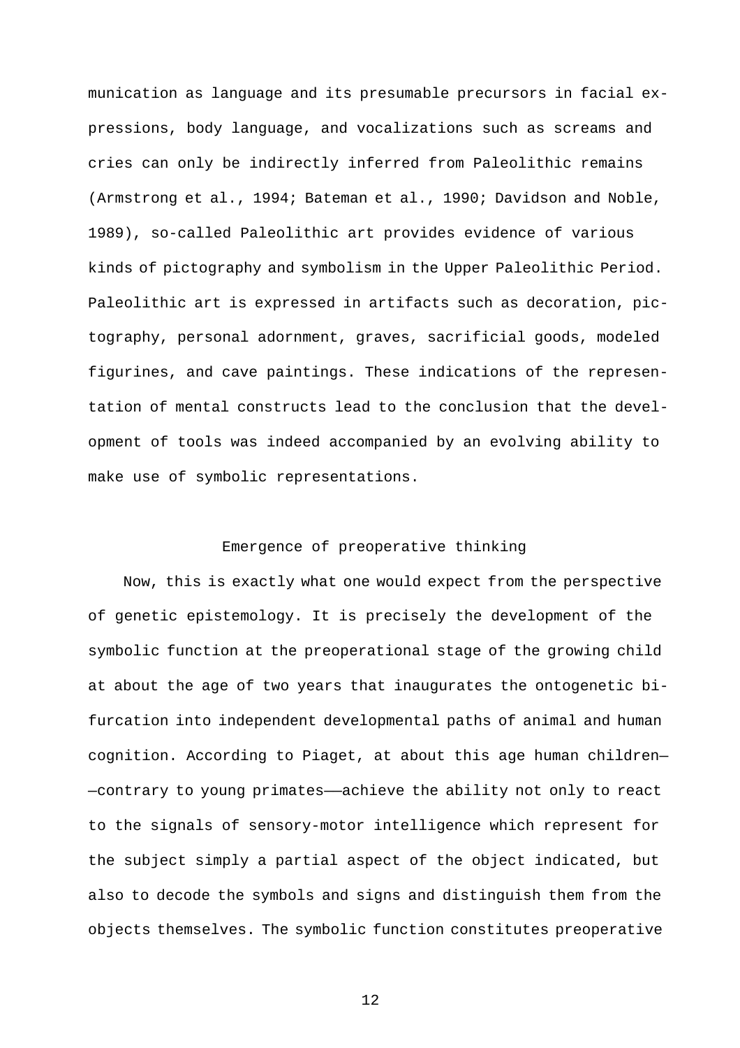munication as language and its presumable precursors in facial expressions, body language, and vocalizations such as screams and cries can only be indirectly inferred from Paleolithic remains (Armstrong et al., 1994; Bateman et al., 1990; Davidson and Noble, 1989), so-called Paleolithic art provides evidence of various kinds of pictography and symbolism in the Upper Paleolithic Period. Paleolithic art is expressed in artifacts such as decoration, pictography, personal adornment, graves, sacrificial goods, modeled figurines, and cave paintings. These indications of the representation of mental constructs lead to the conclusion that the development of tools was indeed accompanied by an evolving ability to make use of symbolic representations.

## Emergence of preoperative thinking

Now, this is exactly what one would expect from the perspective of genetic epistemology. It is precisely the development of the symbolic function at the preoperational stage of the growing child at about the age of two years that inaugurates the ontogenetic bifurcation into independent developmental paths of animal and human cognition. According to Piaget, at about this age human children——contrary to young primates——achieve the ability not only to react to the signals of sensory-motor intelligence which represent for the subject simply a partial aspect of the object indicated, but also to decode the symbols and signs and distinguish them from the objects themselves. The symbolic function constitutes preoperative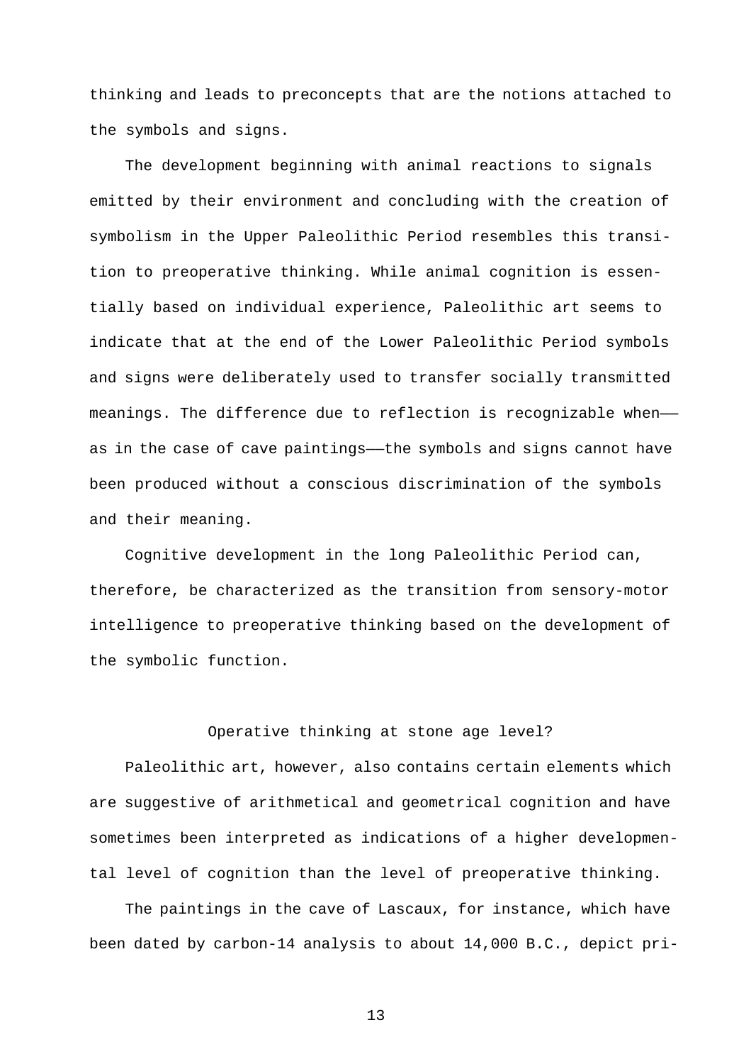thinking and leads to preconcepts that are the notions attached to the symbols and signs.

The development beginning with animal reactions to signals emitted by their environment and concluding with the creation of symbolism in the Upper Paleolithic Period resembles this transition to preoperative thinking. While animal cognition is essentially based on individual experience, Paleolithic art seems to indicate that at the end of the Lower Paleolithic Period symbols and signs were deliberately used to transfer socially transmitted meanings. The difference due to reflection is recognizable when—— as in the case of cave paintings——the symbols and signs cannot have been produced without a conscious discrimination of the symbols and their meaning.

Cognitive development in the long Paleolithic Period can, therefore, be characterized as the transition from sensory-motor intelligence to preoperative thinking based on the development of the symbolic function.

## Operative thinking at stone age level?

Paleolithic art, however, also contains certain elements which are suggestive of arithmetical and geometrical cognition and have sometimes been interpreted as indications of a higher developmental level of cognition than the level of preoperative thinking.

The paintings in the cave of Lascaux, for instance, which have been dated by carbon-14 analysis to about 14,000 B.C., depict pri-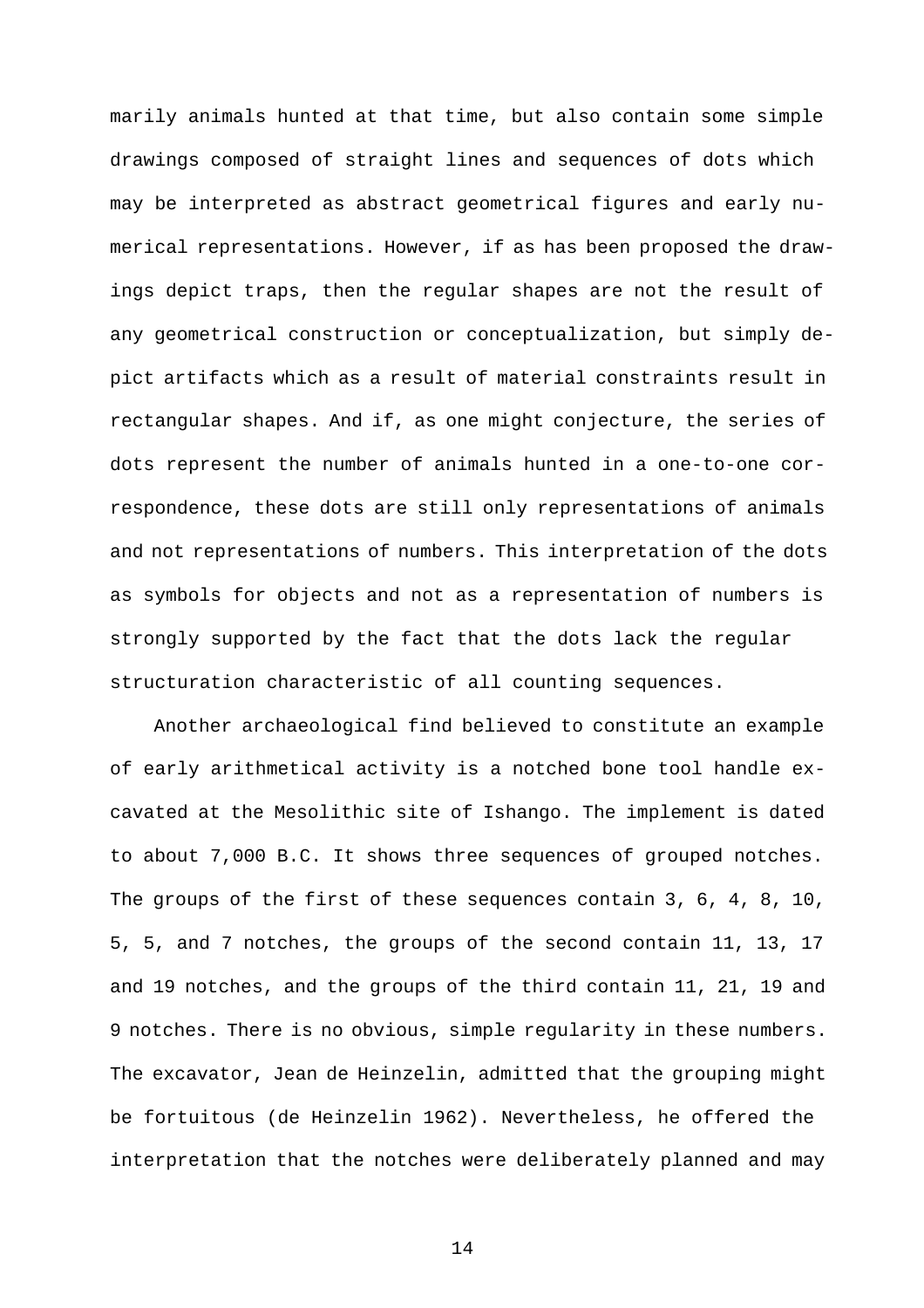marily animals hunted at that time, but also contain some simple drawings composed of straight lines and sequences of dots which may be interpreted as abstract geometrical figures and early numerical representations. However, if as has been proposed the drawings depict traps, then the regular shapes are not the result of any geometrical construction or conceptualization, but simply depict artifacts which as a result of material constraints result in rectangular shapes. And if, as one might conjecture, the series of dots represent the number of animals hunted in a one-to-one correspondence, these dots are still only representations of animals and not representations of numbers. This interpretation of the dots as symbols for objects and not as a representation of numbers is strongly supported by the fact that the dots lack the regular structuration characteristic of all counting sequences.

Another archaeological find believed to constitute an example of early arithmetical activity is a notched bone tool handle excavated at the Mesolithic site of Ishango. The implement is dated to about 7,000 B.C. It shows three sequences of grouped notches. The groups of the first of these sequences contain 3, 6, 4, 8, 10, 5, 5, and 7 notches, the groups of the second contain 11, 13, 17 and 19 notches, and the groups of the third contain 11, 21, 19 and 9 notches. There is no obvious, simple regularity in these numbers. The excavator, Jean de Heinzelin, admitted that the grouping might be fortuitous (de Heinzelin 1962). Nevertheless, he offered the interpretation that the notches were deliberately planned and may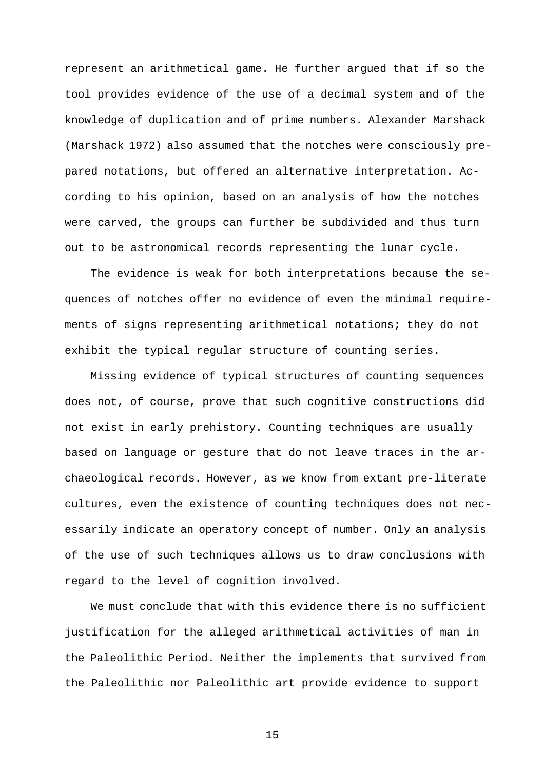represent an arithmetical game. He further argued that if so the tool provides evidence of the use of a decimal system and of the knowledge of duplication and of prime numbers. Alexander Marshack (Marshack 1972) also assumed that the notches were consciously prepared notations, but offered an alternative interpretation. According to his opinion, based on an analysis of how the notches were carved, the groups can further be subdivided and thus turn out to be astronomical records representing the lunar cycle.

The evidence is weak for both interpretations because the sequences of notches offer no evidence of even the minimal requirements of signs representing arithmetical notations; they do not exhibit the typical regular structure of counting series.

Missing evidence of typical structures of counting sequences does not, of course, prove that such cognitive constructions did not exist in early prehistory. Counting techniques are usually based on language or gesture that do not leave traces in the archaeological records. However, as we know from extant pre-literate cultures, even the existence of counting techniques does not necessarily indicate an operatory concept of number. Only an analysis of the use of such techniques allows us to draw conclusions with regard to the level of cognition involved.

We must conclude that with this evidence there is no sufficient justification for the alleged arithmetical activities of man in the Paleolithic Period. Neither the implements that survived from the Paleolithic nor Paleolithic art provide evidence to support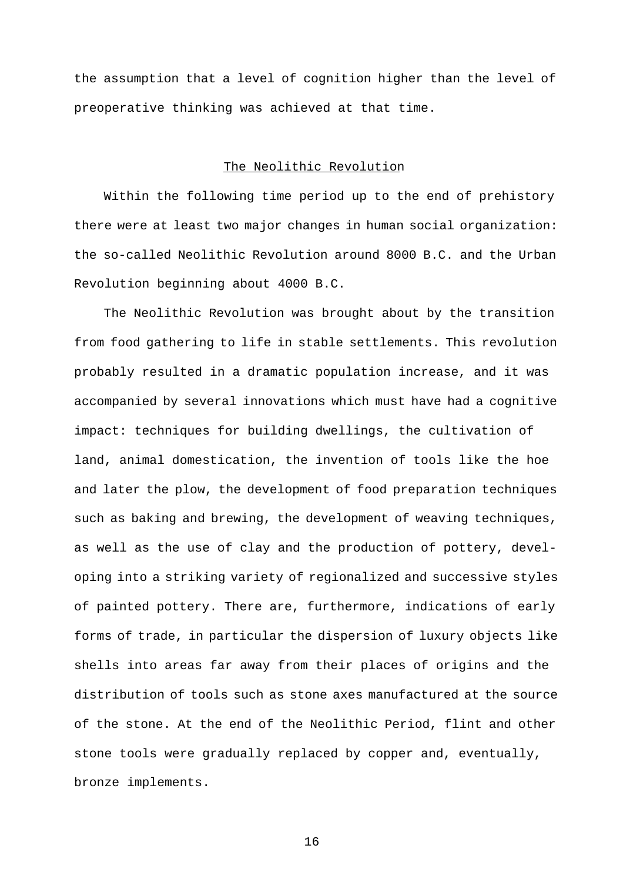the assumption that a level of cognition higher than the level of preoperative thinking was achieved at that time.

## The Neolithic Revolution

Within the following time period up to the end of prehistory there were at least two major changes in human social organization: the so-called Neolithic Revolution around 8000 B.C. and the Urban Revolution beginning about 4000 B.C.

The Neolithic Revolution was brought about by the transition from food gathering to life in stable settlements. This revolution probably resulted in a dramatic population increase, and it was accompanied by several innovations which must have had a cognitive impact: techniques for building dwellings, the cultivation of land, animal domestication, the invention of tools like the hoe and later the plow, the development of food preparation techniques such as baking and brewing, the development of weaving techniques, as well as the use of clay and the production of pottery, developing into a striking variety of regionalized and successive styles of painted pottery. There are, furthermore, indications of early forms of trade, in particular the dispersion of luxury objects like shells into areas far away from their places of origins and the distribution of tools such as stone axes manufactured at the source of the stone. At the end of the Neolithic Period, flint and other stone tools were gradually replaced by copper and, eventually, bronze implements.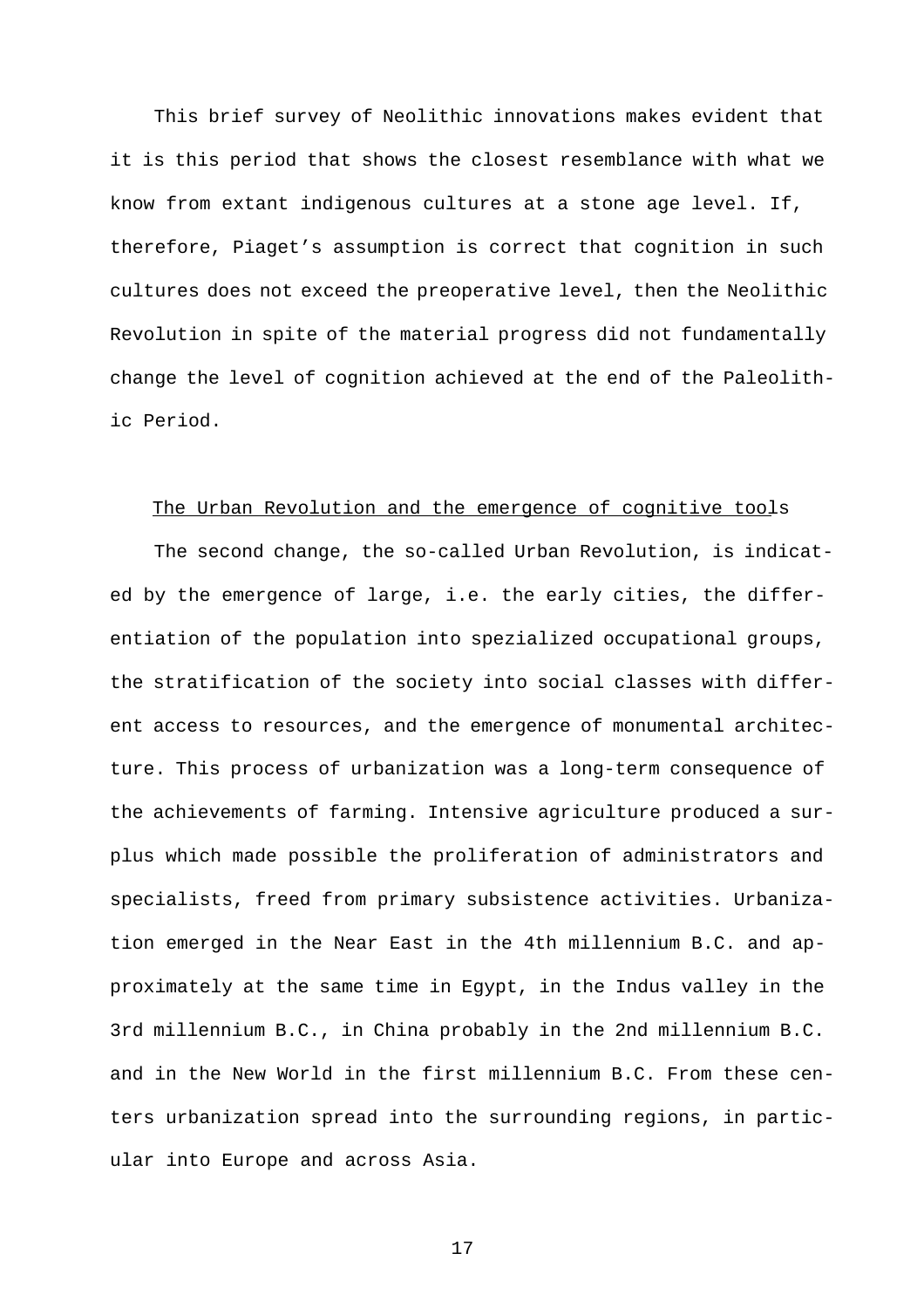This brief survey of Neolithic innovations makes evident that it is this period that shows the closest resemblance with what we know from extant indigenous cultures at a stone age level. If, therefore, Piaget's assumption is correct that cognition in such cultures does not exceed the preoperative level, then the Neolithic Revolution in spite of the material progress did not fundamentally change the level of cognition achieved at the end of the Paleolithic Period.

## The Urban Revolution and the emergence of cognitive tools

The second change, the so-called Urban Revolution, is indicated by the emergence of large, i.e. the early cities, the differentiation of the population into spezialized occupational groups, the stratification of the society into social classes with different access to resources, and the emergence of monumental architecture. This process of urbanization was a long-term consequence of the achievements of farming. Intensive agriculture produced a surplus which made possible the proliferation of administrators and specialists, freed from primary subsistence activities. Urbanization emerged in the Near East in the 4th millennium B.C. and approximately at the same time in Egypt, in the Indus valley in the 3rd millennium B.C., in China probably in the 2nd millennium B.C. and in the New World in the first millennium B.C. From these centers urbanization spread into the surrounding regions, in particular into Europe and across Asia.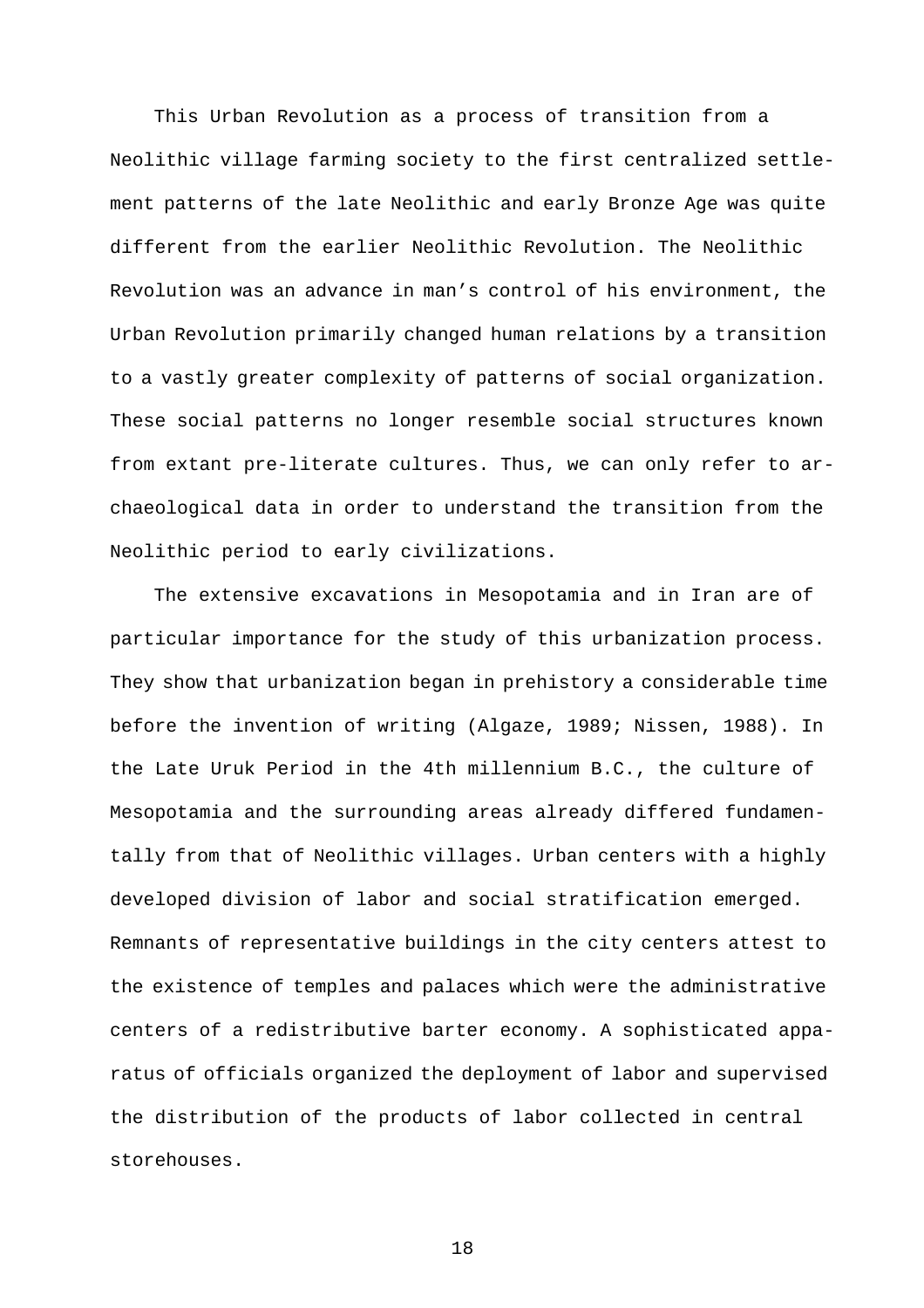This Urban Revolution as a process of transition from a Neolithic village farming society to the first centralized settlement patterns of the late Neolithic and early Bronze Age was quite different from the earlier Neolithic Revolution. The Neolithic Revolution was an advance in man's control of his environment, the Urban Revolution primarily changed human relations by a transition to a vastly greater complexity of patterns of social organization. These social patterns no longer resemble social structures known from extant pre-literate cultures. Thus, we can only refer to archaeological data in order to understand the transition from the Neolithic period to early civilizations.

The extensive excavations in Mesopotamia and in Iran are of particular importance for the study of this urbanization process. They show that urbanization began in prehistory a considerable time before the invention of writing (Algaze, 1989; Nissen, 1988). In the Late Uruk Period in the 4th millennium B.C., the culture of Mesopotamia and the surrounding areas already differed fundamentally from that of Neolithic villages. Urban centers with a highly developed division of labor and social stratification emerged. Remnants of representative buildings in the city centers attest to the existence of temples and palaces which were the administrative centers of a redistributive barter economy. A sophisticated apparatus of officials organized the deployment of labor and supervised the distribution of the products of labor collected in central storehouses.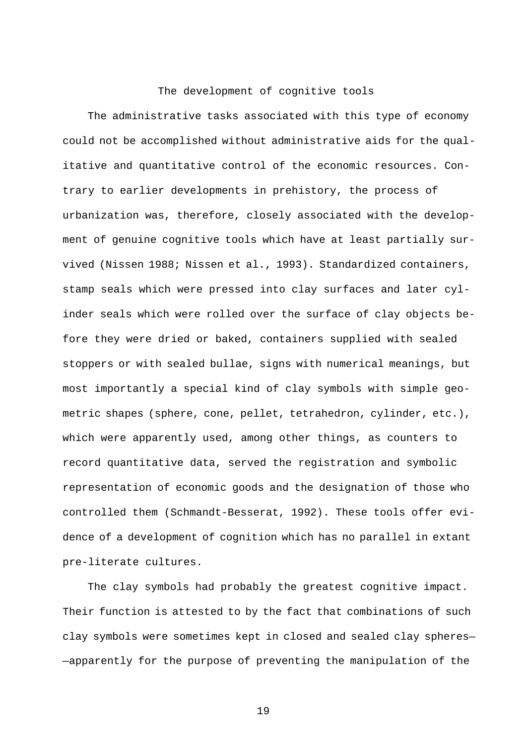## The development of cognitive tools

The administrative tasks associated with this type of economy could not be accomplished without administrative aids for the qualitative and quantitative control of the economic resources. Contrary to earlier developments in prehistory, the process of urbanization was, therefore, closely associated with the development of genuine cognitive tools which have at least partially survived (Nissen 1988; Nissen et al., 1993). Standardized containers, stamp seals which were pressed into clay surfaces and later cylinder seals which were rolled over the surface of clay objects before they were dried or baked, containers supplied with sealed stoppers or with sealed bullae, signs with numerical meanings, but most importantly a special kind of clay symbols with simple geometric shapes (sphere, cone, pellet, tetrahedron, cylinder, etc.), which were apparently used, among other things, as counters to record quantitative data, served the registration and symbolic representation of economic goods and the designation of those who controlled them (Schmandt-Besserat, 1992). These tools offer evidence of a development of cognition which has no parallel in extant pre-literate cultures.

The clay symbols had probably the greatest cognitive impact. Their function is attested to by the fact that combinations of such clay symbols were sometimes kept in closed and sealed clay spheres——apparently for the purpose of preventing the manipulation of the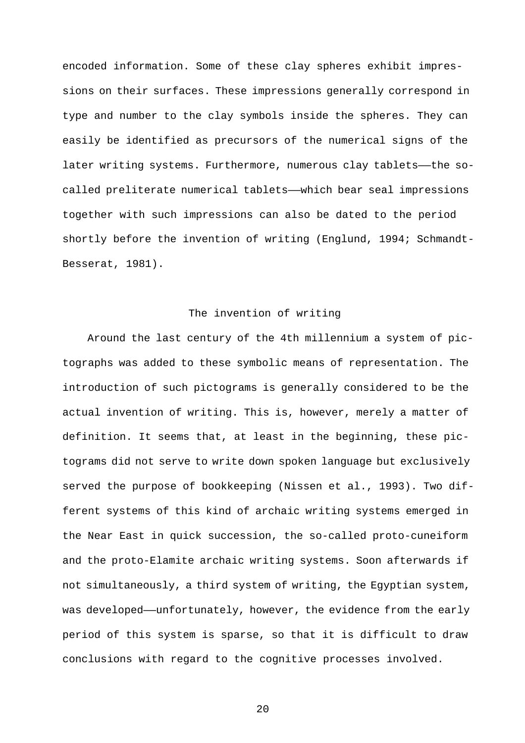encoded information. Some of these clay spheres exhibit impressions on their surfaces. These impressions generally correspond in type and number to the clay symbols inside the spheres. They can easily be identified as precursors of the numerical signs of the later writing systems. Furthermore, numerous clay tablets——the so-called preliterate numerical tablets——which bear seal impressions together with such impressions can also be dated to the period shortly before the invention of writing (Englund, 1994; Schmandt-Besserat, 1981).

## The invention of writing

Around the last century of the 4th millennium a system of pictographs was added to these symbolic means of representation. The introduction of such pictograms is generally considered to be the actual invention of writing. This is, however, merely a matter of definition. It seems that, at least in the beginning, these pictograms did not serve to write down spoken language but exclusively served the purpose of bookkeeping (Nissen et al., 1993). Two different systems of this kind of archaic writing systems emerged in the Near East in quick succession, the so-called proto-cuneiform and the proto-Elamite archaic writing systems. Soon afterwards if not simultaneously, a third system of writing, the Egyptian system, was developed——unfortunately, however, the evidence from the early period of this system is sparse, so that it is difficult to draw conclusions with regard to the cognitive processes involved.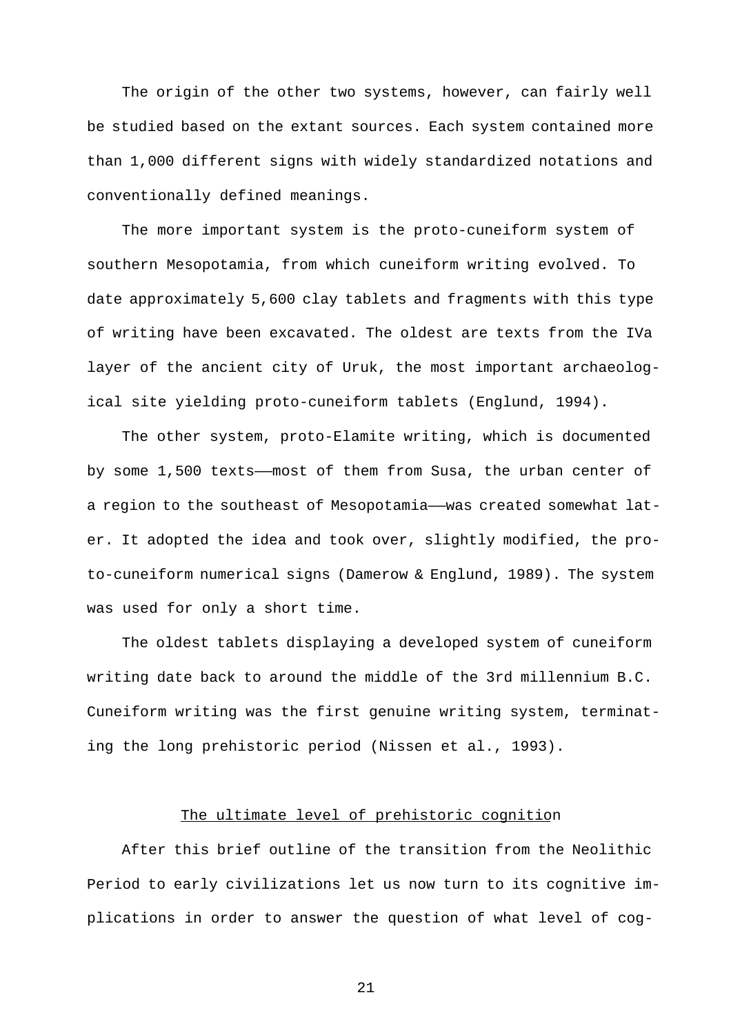The origin of the other two systems, however, can fairly well be studied based on the extant sources. Each system contained more than 1,000 different signs with widely standardized notations and conventionally defined meanings.

The more important system is the proto-cuneiform system of southern Mesopotamia, from which cuneiform writing evolved. To date approximately 5,600 clay tablets and fragments with this type of writing have been excavated. The oldest are texts from the IVa layer of the ancient city of Uruk, the most important archaeological site yielding proto-cuneiform tablets (Englund, 1994).

The other system, proto-Elamite writing, which is documented by some 1,500 texts——most of them from Susa, the urban center of a region to the southeast of Mesopotamia——was created somewhat later. It adopted the idea and took over, slightly modified, the proto-cuneiform numerical signs (Damerow & Englund, 1989). The system was used for only a short time.

The oldest tablets displaying a developed system of cuneiform writing date back to around the middle of the 3rd millennium B.C. Cuneiform writing was the first genuine writing system, terminating the long prehistoric period (Nissen et al., 1993).

## The ultimate level of prehistoric cognition

After this brief outline of the transition from the Neolithic Period to early civilizations let us now turn to its cognitive implications in order to answer the question of what level of cog-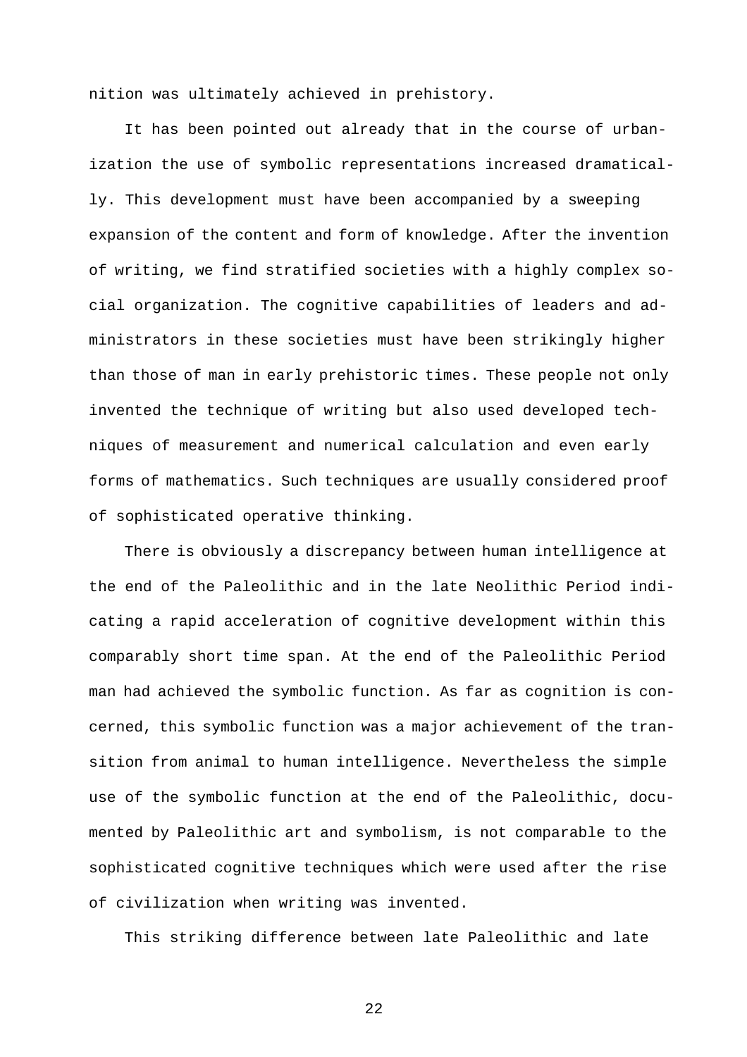nition was ultimately achieved in prehistory.

It has been pointed out already that in the course of urbanization the use of symbolic representations increased dramatically. This development must have been accompanied by a sweeping expansion of the content and form of knowledge. After the invention of writing, we find stratified societies with a highly complex social organization. The cognitive capabilities of leaders and administrators in these societies must have been strikingly higher than those of man in early prehistoric times. These people not only invented the technique of writing but also used developed techniques of measurement and numerical calculation and even early forms of mathematics. Such techniques are usually considered proof of sophisticated operative thinking.

There is obviously a discrepancy between human intelligence at the end of the Paleolithic and in the late Neolithic Period indicating a rapid acceleration of cognitive development within this comparably short time span. At the end of the Paleolithic Period man had achieved the symbolic function. As far as cognition is concerned, this symbolic function was a major achievement of the transition from animal to human intelligence. Nevertheless the simple use of the symbolic function at the end of the Paleolithic, documented by Paleolithic art and symbolism, is not comparable to the sophisticated cognitive techniques which were used after the rise of civilization when writing was invented.

This striking difference between late Paleolithic and late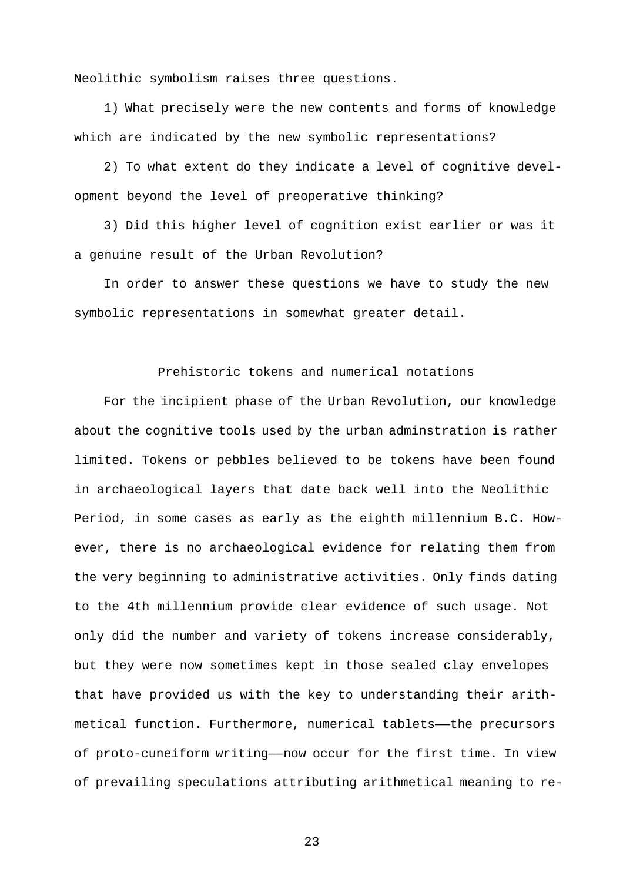Neolithic symbolism raises three questions.

1) What precisely were the new contents and forms of knowledge which are indicated by the new symbolic representations?

2) To what extent do they indicate a level of cognitive development beyond the level of preoperative thinking?

3) Did this higher level of cognition exist earlier or was it a genuine result of the Urban Revolution?

In order to answer these questions we have to study the new symbolic representations in somewhat greater detail.

## Prehistoric tokens and numerical notations

For the incipient phase of the Urban Revolution, our knowledge about the cognitive tools used by the urban adminstration is rather limited. Tokens or pebbles believed to be tokens have been found in archaeological layers that date back well into the Neolithic Period, in some cases as early as the eighth millennium B.C. However, there is no archaeological evidence for relating them from the very beginning to administrative activities. Only finds dating to the 4th millennium provide clear evidence of such usage. Not only did the number and variety of tokens increase considerably, but they were now sometimes kept in those sealed clay envelopes that have provided us with the key to understanding their arithmetical function. Furthermore, numerical tablets——the precursors of proto-cuneiform writing——now occur for the first time. In view of prevailing speculations attributing arithmetical meaning to re-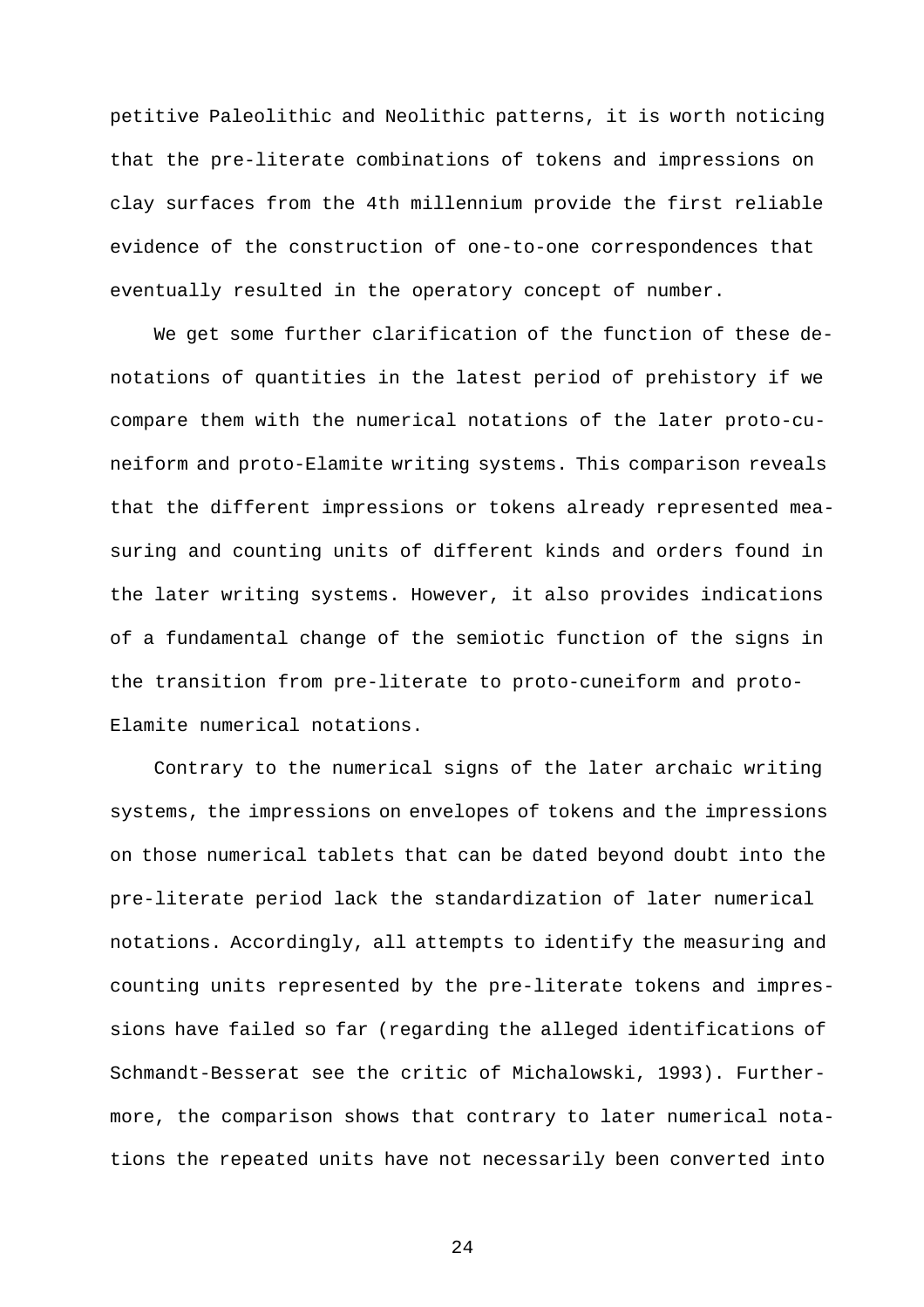petitive Paleolithic and Neolithic patterns, it is worth noticing that the pre-literate combinations of tokens and impressions on clay surfaces from the 4th millennium provide the first reliable evidence of the construction of one-to-one correspondences that eventually resulted in the operatory concept of number.

We get some further clarification of the function of these denotations of quantities in the latest period of prehistory if we compare them with the numerical notations of the later proto-cuneiform and proto-Elamite writing systems. This comparison reveals that the different impressions or tokens already represented measuring and counting units of different kinds and orders found in the later writing systems. However, it also provides indications of a fundamental change of the semiotic function of the signs in the transition from pre-literate to proto-cuneiform and proto-Elamite numerical notations.

Contrary to the numerical signs of the later archaic writing systems, the impressions on envelopes of tokens and the impressions on those numerical tablets that can be dated beyond doubt into the pre-literate period lack the standardization of later numerical notations. Accordingly, all attempts to identify the measuring and counting units represented by the pre-literate tokens and impressions have failed so far (regarding the alleged identifications of Schmandt-Besserat see the critic of Michalowski, 1993). Furthermore, the comparison shows that contrary to later numerical notations the repeated units have not necessarily been converted into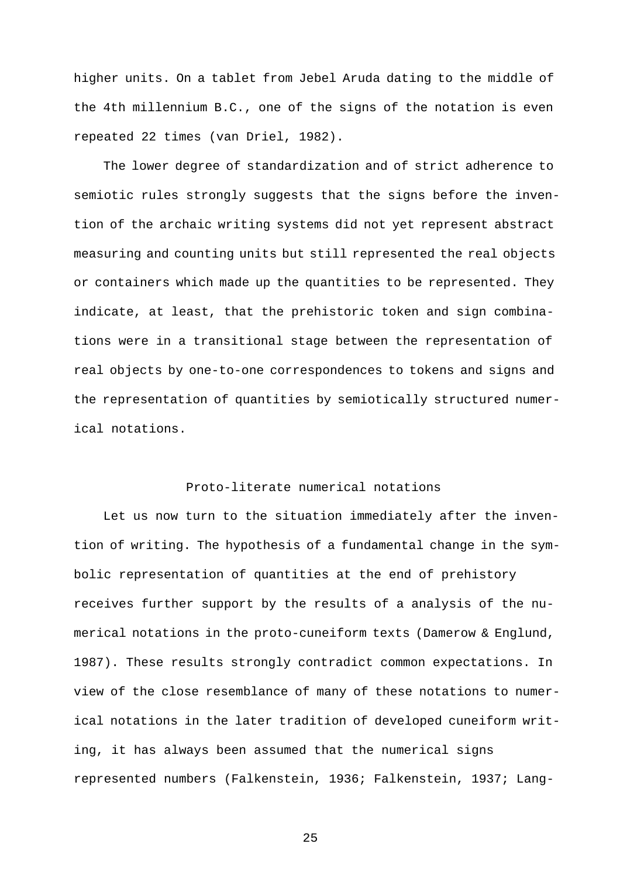higher units. On a tablet from Jebel Aruda dating to the middle of the 4th millennium B.C., one of the signs of the notation is even repeated 22 times (van Driel, 1982).

The lower degree of standardization and of strict adherence to semiotic rules strongly suggests that the signs before the invention of the archaic writing systems did not yet represent abstract measuring and counting units but still represented the real objects or containers which made up the quantities to be represented. They indicate, at least, that the prehistoric token and sign combinations were in a transitional stage between the representation of real objects by one-to-one correspondences to tokens and signs and the representation of quantities by semiotically structured numerical notations.

## Proto-literate numerical notations

Let us now turn to the situation immediately after the invention of writing. The hypothesis of a fundamental change in the symbolic representation of quantities at the end of prehistory receives further support by the results of a analysis of the numerical notations in the proto-cuneiform texts (Damerow & Englund, 1987). These results strongly contradict common expectations. In view of the close resemblance of many of these notations to numerical notations in the later tradition of developed cuneiform writing, it has always been assumed that the numerical signs represented numbers (Falkenstein, 1936; Falkenstein, 1937; Lang-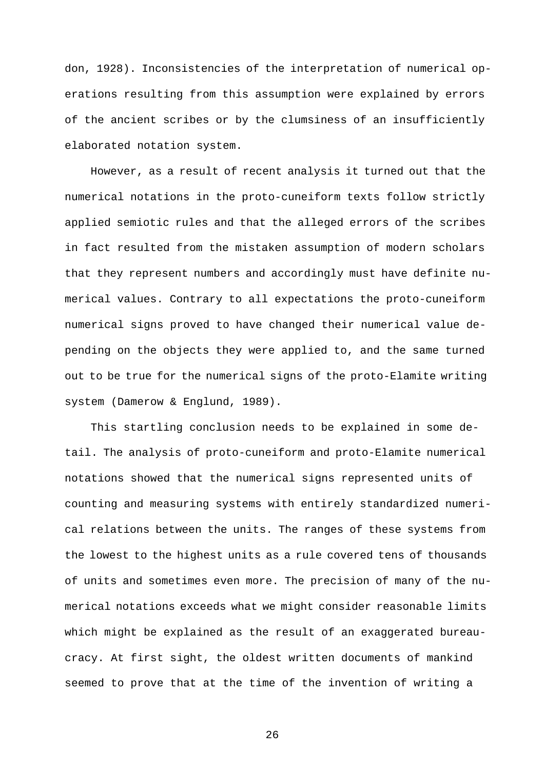don, 1928). Inconsistencies of the interpretation of numerical operations resulting from this assumption were explained by errors of the ancient scribes or by the clumsiness of an insufficiently elaborated notation system.

However, as a result of recent analysis it turned out that the numerical notations in the proto-cuneiform texts follow strictly applied semiotic rules and that the alleged errors of the scribes in fact resulted from the mistaken assumption of modern scholars that they represent numbers and accordingly must have definite numerical values. Contrary to all expectations the proto-cuneiform numerical signs proved to have changed their numerical value depending on the objects they were applied to, and the same turned out to be true for the numerical signs of the proto-Elamite writing system (Damerow & Englund, 1989).

This startling conclusion needs to be explained in some detail. The analysis of proto-cuneiform and proto-Elamite numerical notations showed that the numerical signs represented units of counting and measuring systems with entirely standardized numerical relations between the units. The ranges of these systems from the lowest to the highest units as a rule covered tens of thousands of units and sometimes even more. The precision of many of the numerical notations exceeds what we might consider reasonable limits which might be explained as the result of an exaggerated bureaucracy. At first sight, the oldest written documents of mankind seemed to prove that at the time of the invention of writing a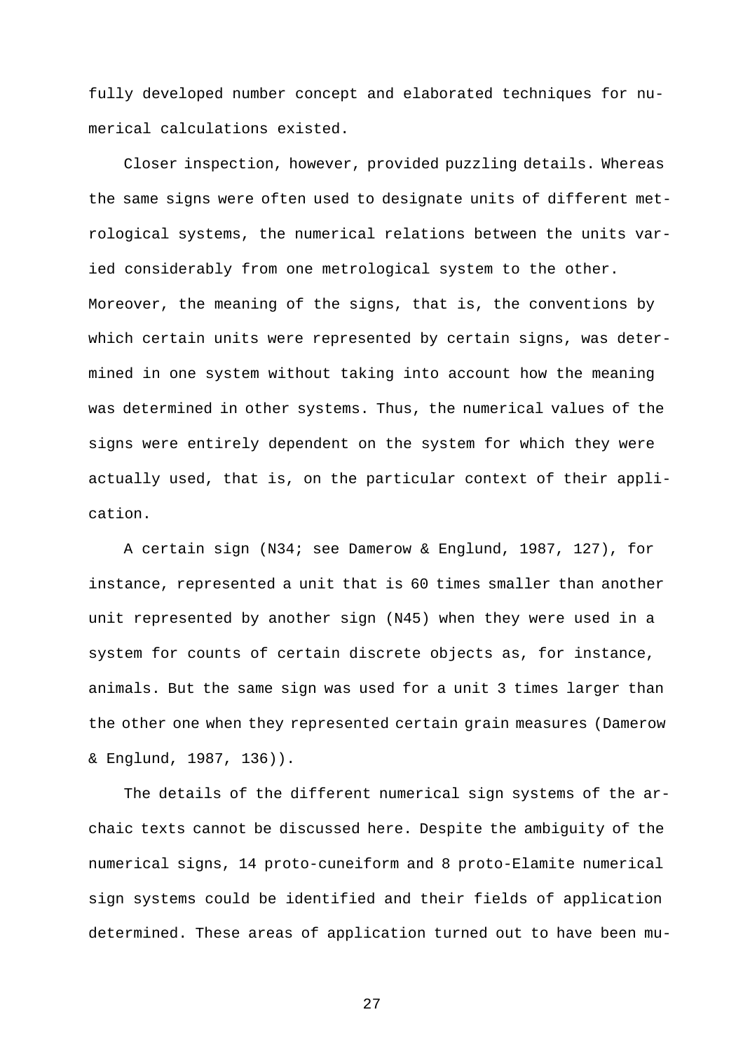fully developed number concept and elaborated techniques for numerical calculations existed.

Closer inspection, however, provided puzzling details. Whereas the same signs were often used to designate units of different metrological systems, the numerical relations between the units varied considerably from one metrological system to the other. Moreover, the meaning of the signs, that is, the conventions by which certain units were represented by certain signs, was determined in one system without taking into account how the meaning was determined in other systems. Thus, the numerical values of the signs were entirely dependent on the system for which they were actually used, that is, on the particular context of their application.

A certain sign (N34; see Damerow & Englund, 1987, 127), for instance, represented a unit that is 60 times smaller than another unit represented by another sign (N45) when they were used in a system for counts of certain discrete objects as, for instance, animals. But the same sign was used for a unit 3 times larger than the other one when they represented certain grain measures (Damerow & Englund, 1987, 136)).

The details of the different numerical sign systems of the archaic texts cannot be discussed here. Despite the ambiguity of the numerical signs, 14 proto-cuneiform and 8 proto-Elamite numerical sign systems could be identified and their fields of application determined. These areas of application turned out to have been mu-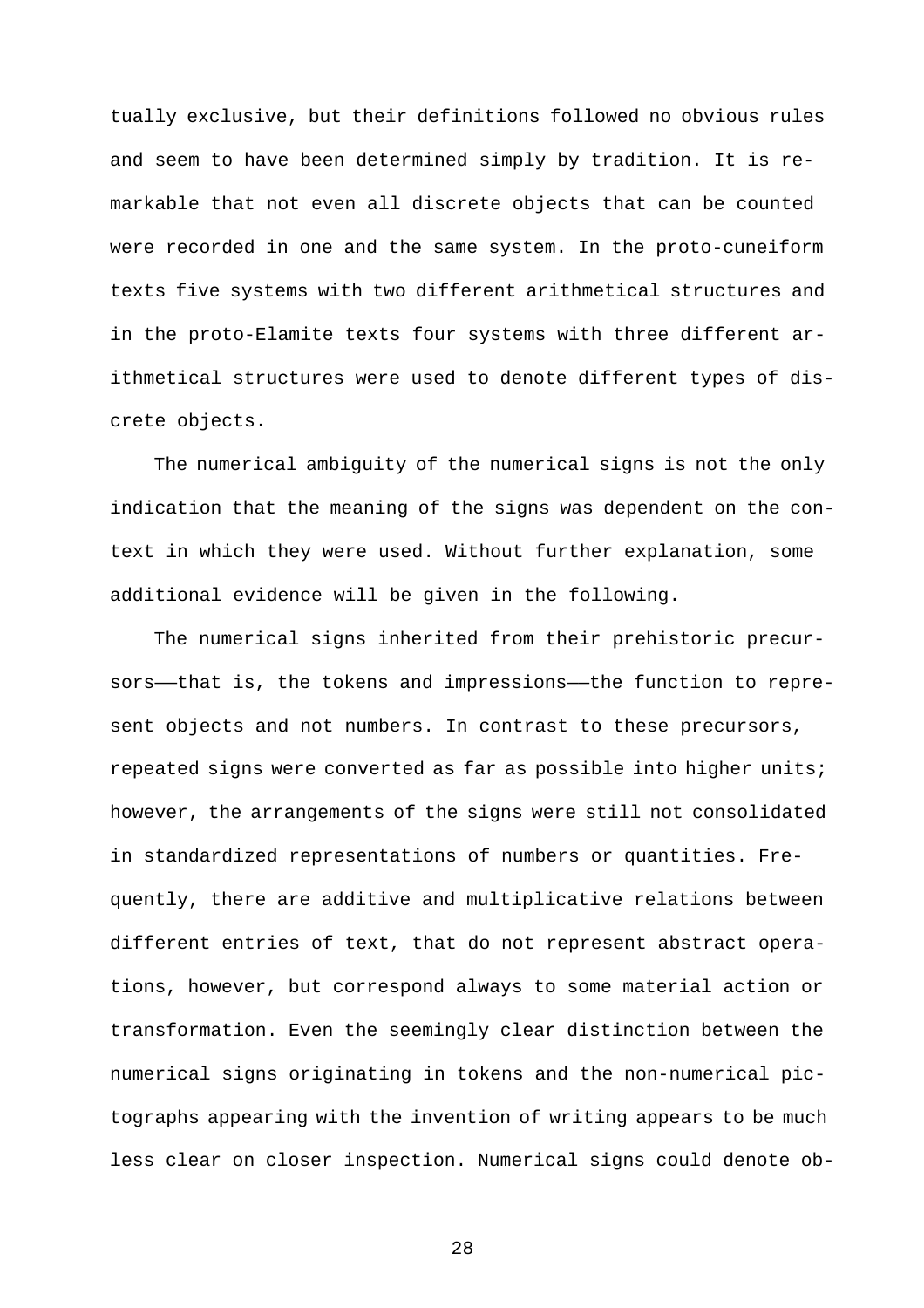tually exclusive, but their definitions followed no obvious rules and seem to have been determined simply by tradition. It is remarkable that not even all discrete objects that can be counted were recorded in one and the same system. In the proto-cuneiform texts five systems with two different arithmetical structures and in the proto-Elamite texts four systems with three different arithmetical structures were used to denote different types of discrete objects.

The numerical ambiguity of the numerical signs is not the only indication that the meaning of the signs was dependent on the context in which they were used. Without further explanation, some additional evidence will be given in the following.

The numerical signs inherited from their prehistoric precursors——that is, the tokens and impressions——the function to represent objects and not numbers. In contrast to these precursors, repeated signs were converted as far as possible into higher units; however, the arrangements of the signs were still not consolidated in standardized representations of numbers or quantities. Frequently, there are additive and multiplicative relations between different entries of text, that do not represent abstract operations, however, but correspond always to some material action or transformation. Even the seemingly clear distinction between the numerical signs originating in tokens and the non-numerical pictographs appearing with the invention of writing appears to be much less clear on closer inspection. Numerical signs could denote ob-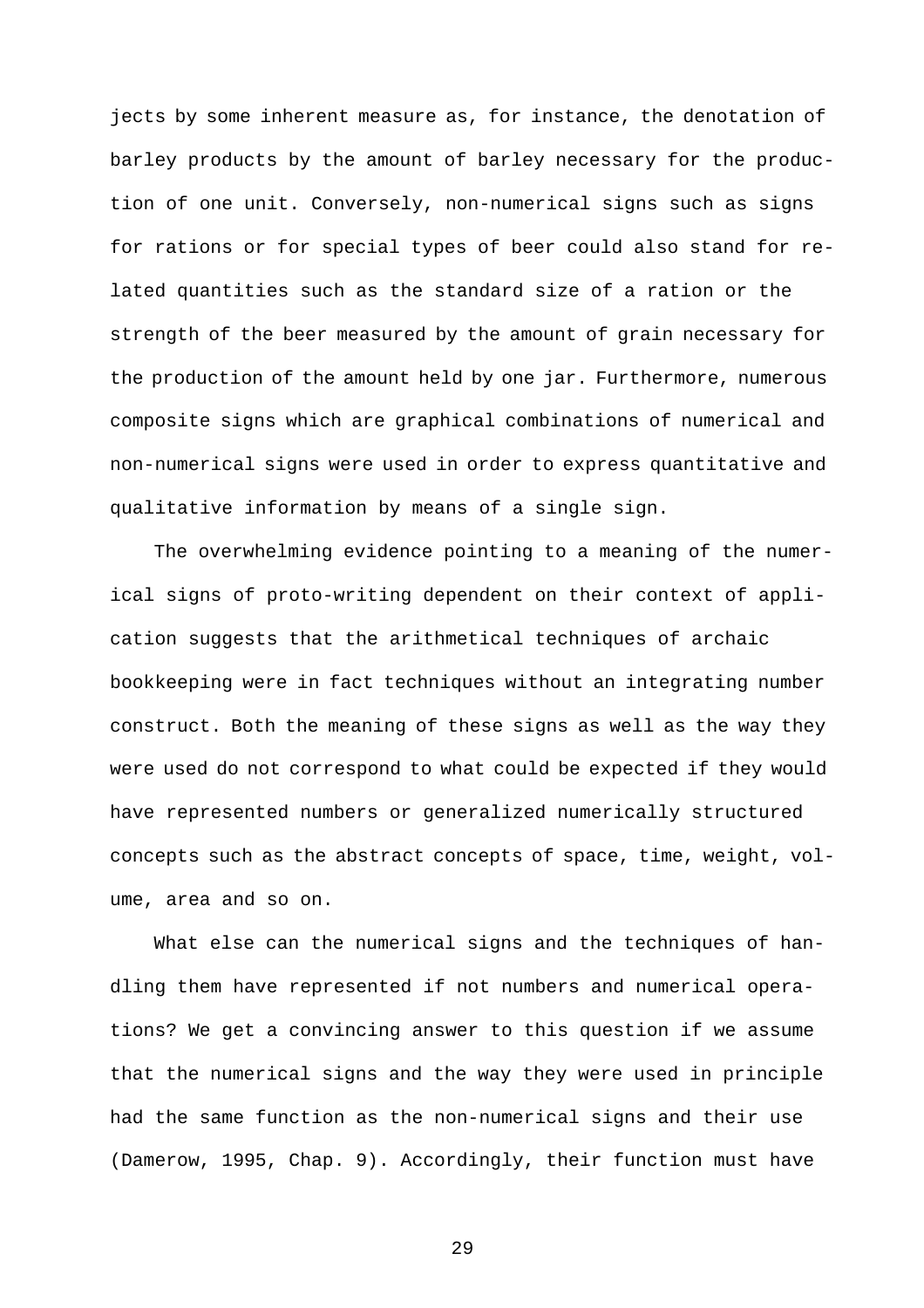jects by some inherent measure as, for instance, the denotation of barley products by the amount of barley necessary for the production of one unit. Conversely, non-numerical signs such as signs for rations or for special types of beer could also stand for related quantities such as the standard size of a ration or the strength of the beer measured by the amount of grain necessary for the production of the amount held by one jar. Furthermore, numerous composite signs which are graphical combinations of numerical and non-numerical signs were used in order to express quantitative and qualitative information by means of a single sign.

The overwhelming evidence pointing to a meaning of the numerical signs of proto-writing dependent on their context of application suggests that the arithmetical techniques of archaic bookkeeping were in fact techniques without an integrating number construct. Both the meaning of these signs as well as the way they were used do not correspond to what could be expected if they would have represented numbers or generalized numerically structured concepts such as the abstract concepts of space, time, weight, volume, area and so on.

What else can the numerical signs and the techniques of handling them have represented if not numbers and numerical operations? We get a convincing answer to this question if we assume that the numerical signs and the way they were used in principle had the same function as the non-numerical signs and their use (Damerow, 1995, Chap. 9). Accordingly, their function must have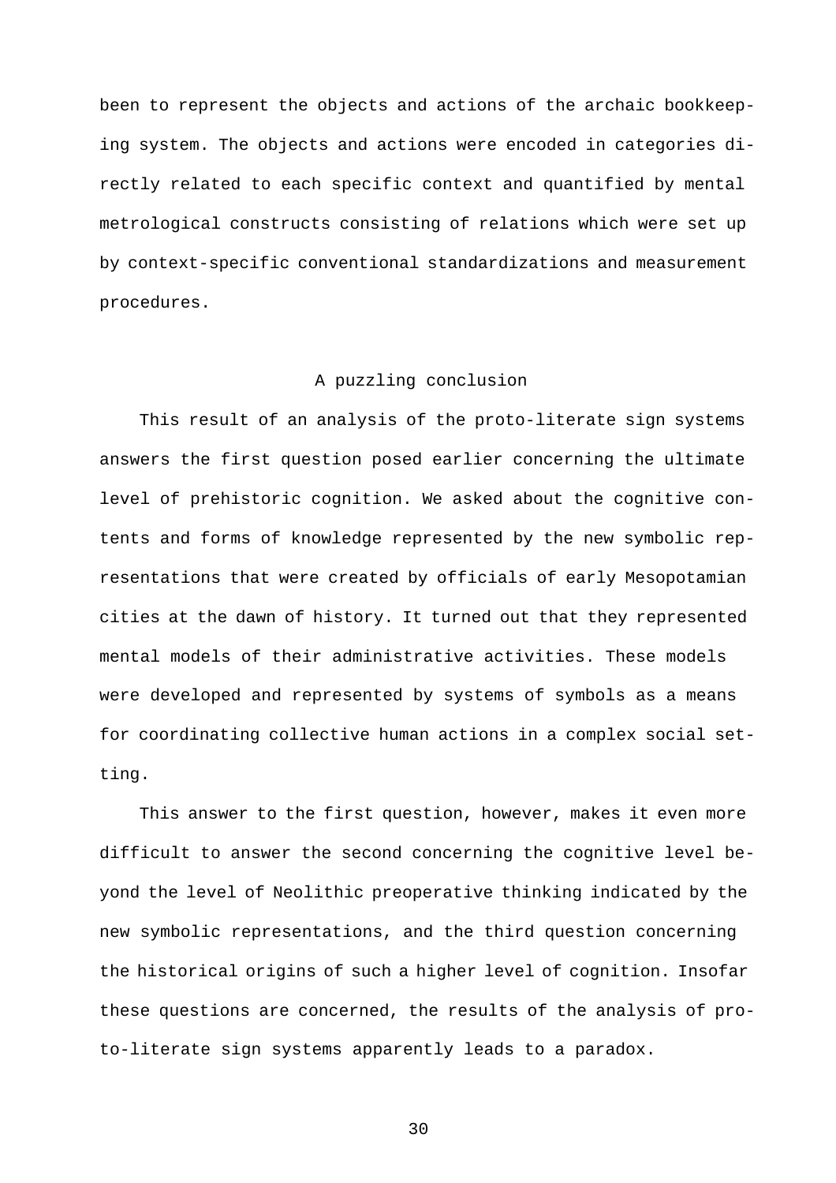been to represent the objects and actions of the archaic bookkeeping system. The objects and actions were encoded in categories directly related to each specific context and quantified by mental metrological constructs consisting of relations which were set up by context-specific conventional standardizations and measurement procedures.

## A puzzling conclusion

This result of an analysis of the proto-literate sign systems answers the first question posed earlier concerning the ultimate level of prehistoric cognition. We asked about the cognitive contents and forms of knowledge represented by the new symbolic representations that were created by officials of early Mesopotamian cities at the dawn of history. It turned out that they represented mental models of their administrative activities. These models were developed and represented by systems of symbols as a means for coordinating collective human actions in a complex social setting.

This answer to the first question, however, makes it even more difficult to answer the second concerning the cognitive level beyond the level of Neolithic preoperative thinking indicated by the new symbolic representations, and the third question concerning the historical origins of such a higher level of cognition. Insofar these questions are concerned, the results of the analysis of proto-literate sign systems apparently leads to a paradox.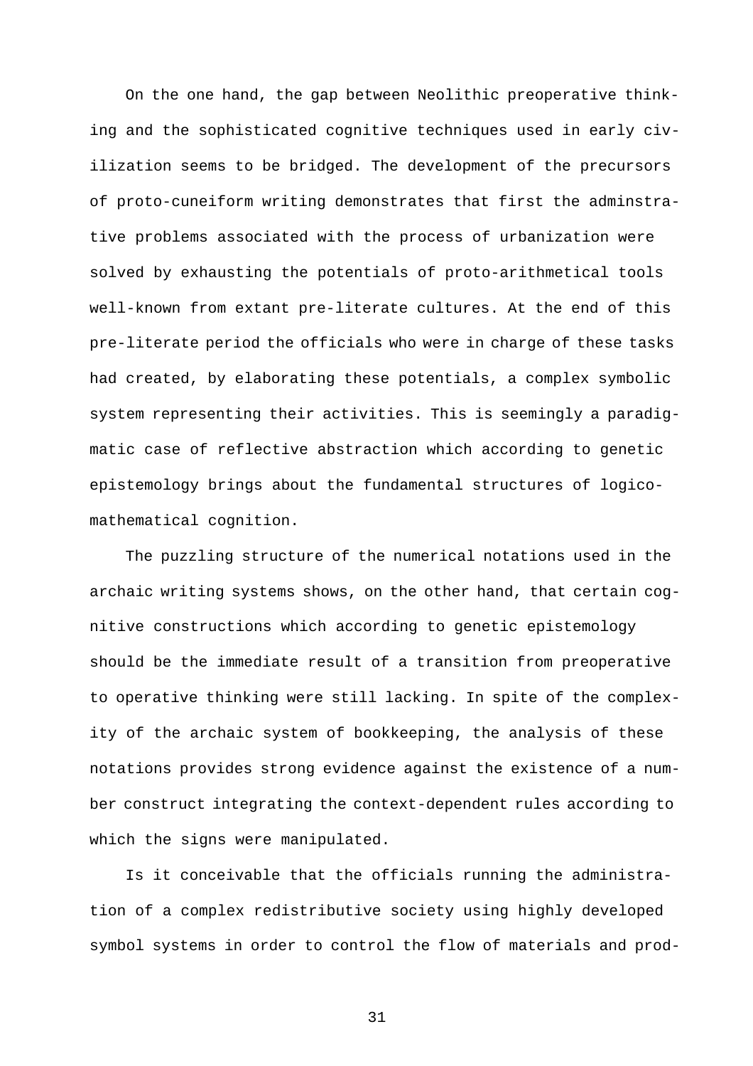On the one hand, the gap between Neolithic preoperative thinking and the sophisticated cognitive techniques used in early civilization seems to be bridged. The development of the precursors of proto-cuneiform writing demonstrates that first the adminstrative problems associated with the process of urbanization were solved by exhausting the potentials of proto-arithmetical tools well-known from extant pre-literate cultures. At the end of this pre-literate period the officials who were in charge of these tasks had created, by elaborating these potentials, a complex symbolic system representing their activities. This is seemingly a paradigmatic case of reflective abstraction which according to genetic epistemology brings about the fundamental structures of logico-mathematical cognition.

The puzzling structure of the numerical notations used in the archaic writing systems shows, on the other hand, that certain cognitive constructions which according to genetic epistemology should be the immediate result of a transition from preoperative to operative thinking were still lacking. In spite of the complexity of the archaic system of bookkeeping, the analysis of these notations provides strong evidence against the existence of a number construct integrating the context-dependent rules according to which the signs were manipulated.

Is it conceivable that the officials running the administration of a complex redistributive society using highly developed symbol systems in order to control the flow of materials and prod-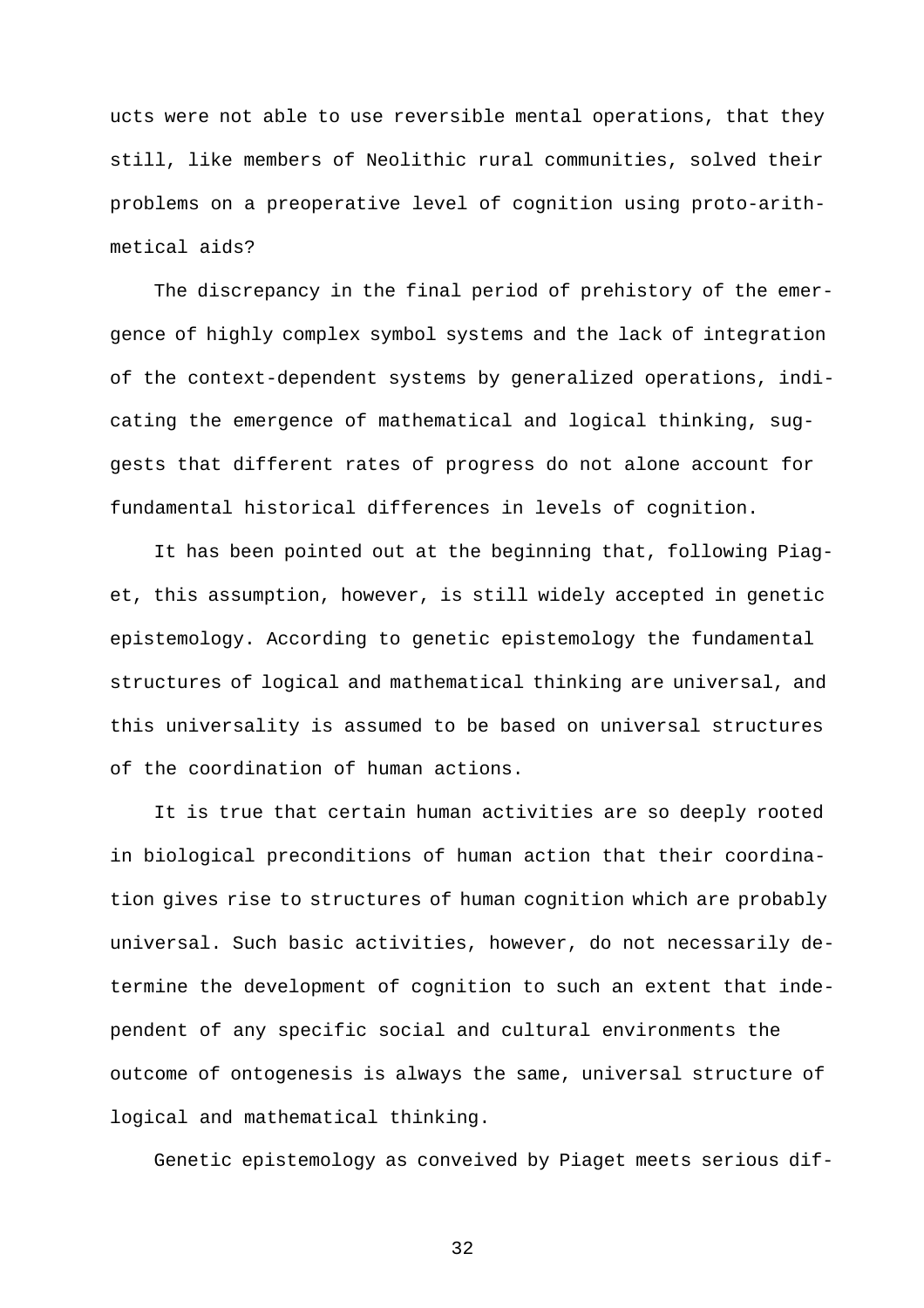ucts were not able to use reversible mental operations, that they still, like members of Neolithic rural communities, solved their problems on a preoperative level of cognition using proto-arithmetical aids?

The discrepancy in the final period of prehistory of the emergence of highly complex symbol systems and the lack of integration of the context-dependent systems by generalized operations, indicating the emergence of mathematical and logical thinking, suggests that different rates of progress do not alone account for fundamental historical differences in levels of cognition.

It has been pointed out at the beginning that, following Piaget, this assumption, however, is still widely accepted in genetic epistemology. According to genetic epistemology the fundamental structures of logical and mathematical thinking are universal, and this universality is assumed to be based on universal structures of the coordination of human actions.

It is true that certain human activities are so deeply rooted in biological preconditions of human action that their coordination gives rise to structures of human cognition which are probably universal. Such basic activities, however, do not necessarily determine the development of cognition to such an extent that independent of any specific social and cultural environments the outcome of ontogenesis is always the same, universal structure of logical and mathematical thinking.

Genetic epistemology as conveived by Piaget meets serious dif-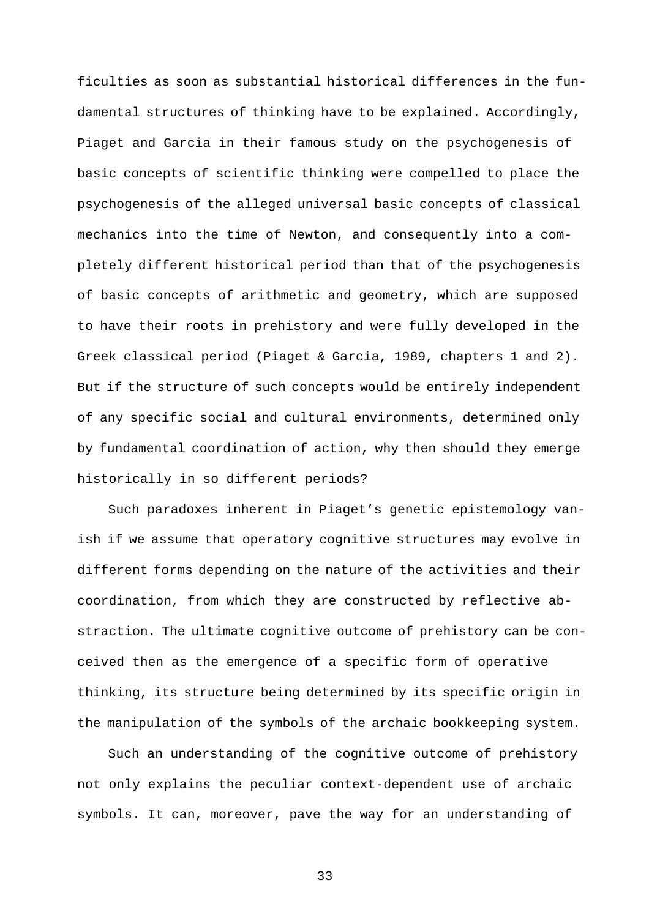ficulties as soon as substantial historical differences in the fundamental structures of thinking have to be explained. Accordingly, Piaget and Garcia in their famous study on the psychogenesis of basic concepts of scientific thinking were compelled to place the psychogenesis of the alleged universal basic concepts of classical mechanics into the time of Newton, and consequently into a completely different historical period than that of the psychogenesis of basic concepts of arithmetic and geometry, which are supposed to have their roots in prehistory and were fully developed in the Greek classical period (Piaget & Garcia, 1989, chapters 1 and 2). But if the structure of such concepts would be entirely independent of any specific social and cultural environments, determined only by fundamental coordination of action, why then should they emerge historically in so different periods?

Such paradoxes inherent in Piaget's genetic epistemology vanish if we assume that operatory cognitive structures may evolve in different forms depending on the nature of the activities and their coordination, from which they are constructed by reflective abstraction. The ultimate cognitive outcome of prehistory can be conceived then as the emergence of a specific form of operative thinking, its structure being determined by its specific origin in the manipulation of the symbols of the archaic bookkeeping system.

Such an understanding of the cognitive outcome of prehistory not only explains the peculiar context-dependent use of archaic symbols. It can, moreover, pave the way for an understanding of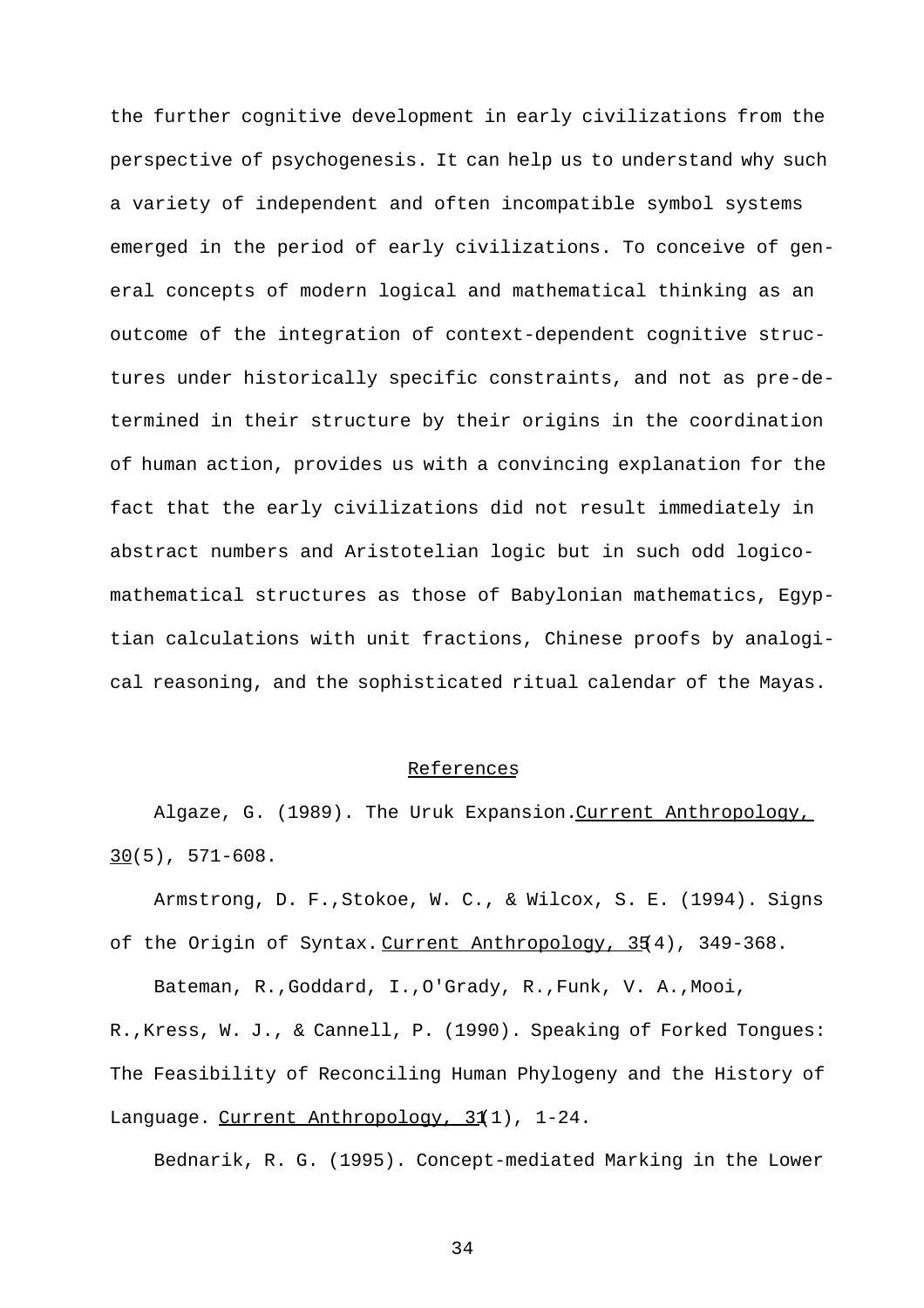the further cognitive development in early civilizations from the perspective of psychogenesis. It can help us to understand why such a variety of independent and often incompatible symbol systems emerged in the period of early civilizations. To conceive of general concepts of modern logical and mathematical thinking as an outcome of the integration of context-dependent cognitive structures under historically specific constraints, and not as pre-determined in their structure by their origins in the coordination of human action, provides us with a convincing explanation for the fact that the early civilizations did not result immediately in abstract numbers and Aristotelian logic but in such odd logico-mathematical structures as those of Babylonian mathematics, Egyptian calculations with unit fractions, Chinese proofs by analogical reasoning, and the sophisticated ritual calendar of the Mayas.

## References

Algaze, G. (1989). The Uruk Expansion. Current Anthropology, 30(5), 571-608.

Armstrong, D. F., Stokoe, W. C., & Wilcox, S. E. (1994). Signs of the Origin of Syntax. Current Anthropology, 35(4), 349-368.

Bateman, R., Goddard, I., O'Grady, R., Funk, V. A., Mooi, R., Kress, W. J., & Cannell, P. (1990). Speaking of Forked Tongues: The Feasibility of Reconciling Human Phylogeny and the History of Language. Current Anthropology, 31(1), 1-24.

Bednarik, R. G. (1995). Concept-mediated Marking in the Lower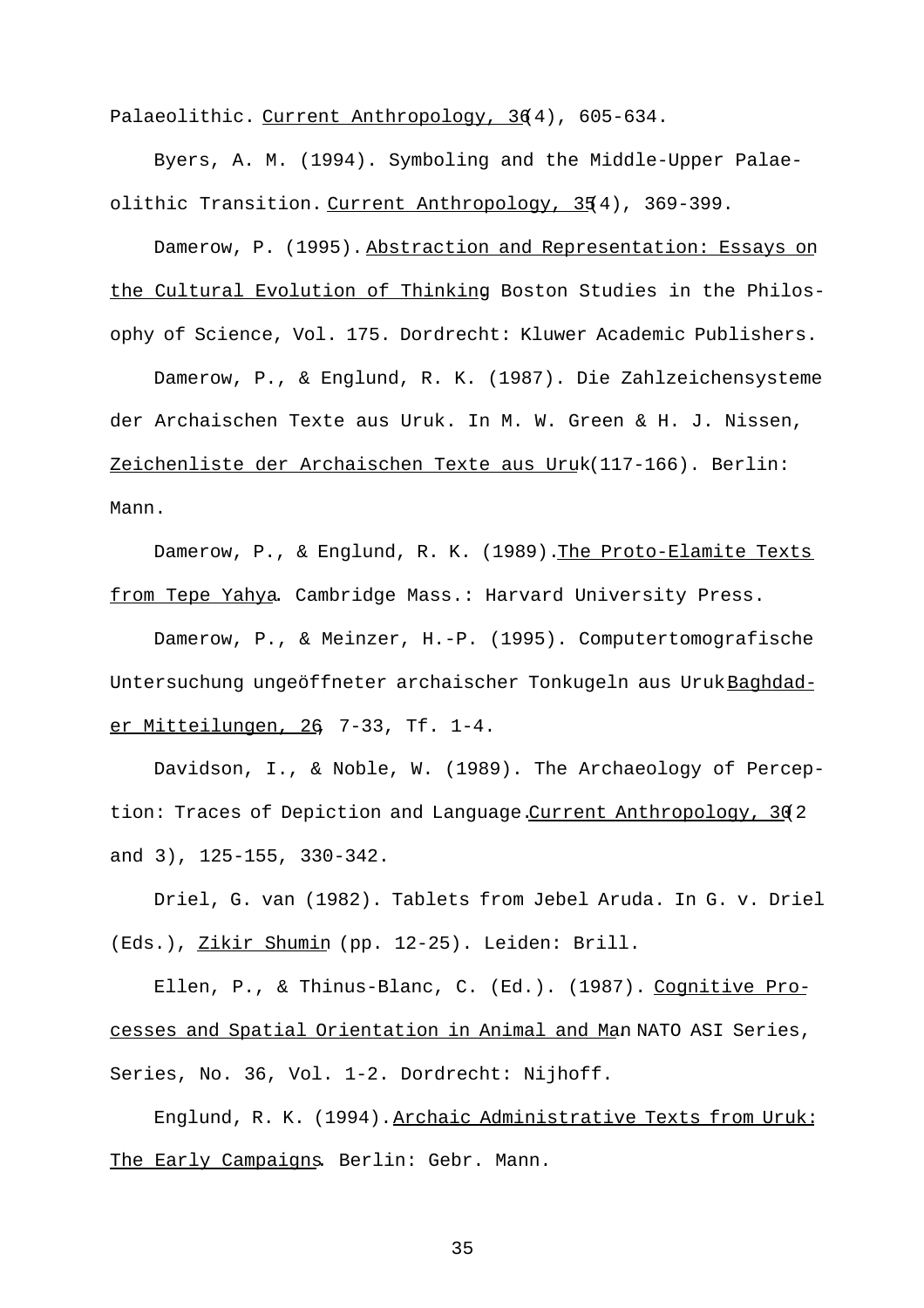Palaeolithic. Current Anthropology, 36(4), 605-634.

Byers, A. M. (1994). Symboling and the Middle-Upper Palaeolithic Transition. Current Anthropology, 35(4), 369-399.

Damerow, P. (1995). Abstraction and Representation: Essays on the Cultural Evolution of Thinking. Boston Studies in the Philosophy of Science, Vol. 175. Dordrecht: Kluwer Academic Publishers.

Damerow, P., & Englund, R. K. (1987). Die Zahlzeichensysteme der Archaischen Texte aus Uruk. In M. W. Green & H. J. Nissen, Zeichenliste der Archaischen Texte aus Uruk (117-166). Berlin: Mann.

Damerow, P., & Englund, R. K. (1989). The Proto-Elamite Texts from Tepe Yahya. Cambridge Mass.: Harvard University Press.

Damerow, P., & Meinzer, H.-P. (1995). Computertomografische Untersuchung ungeöffneter archaischer Tonkugeln aus Uruk. Baghdader Mitteilungen, 26, 7-33, Tf. 1-4.

Davidson, I., & Noble, W. (1989). The Archaeology of Perception: Traces of Depiction and Language. Current Anthropology, 30(2 and 3), 125-155, 330-342.

Driel, G. van (1982). Tablets from Jebel Aruda. In G. v. Driel (Eds.), Zikir Shumin (pp. 12-25). Leiden: Brill.

Ellen, P., & Thinus-Blanc, C. (Ed.). (1987). Cognitive Processes and Spatial Orientation in Animal and Man. NATO ASI Series, Series, No. 36, Vol. 1-2. Dordrecht: Nijhoff.

Englund, R. K. (1994). Archaic Administrative Texts from Uruk: The Early Campaigns. Berlin: Gebr. Mann.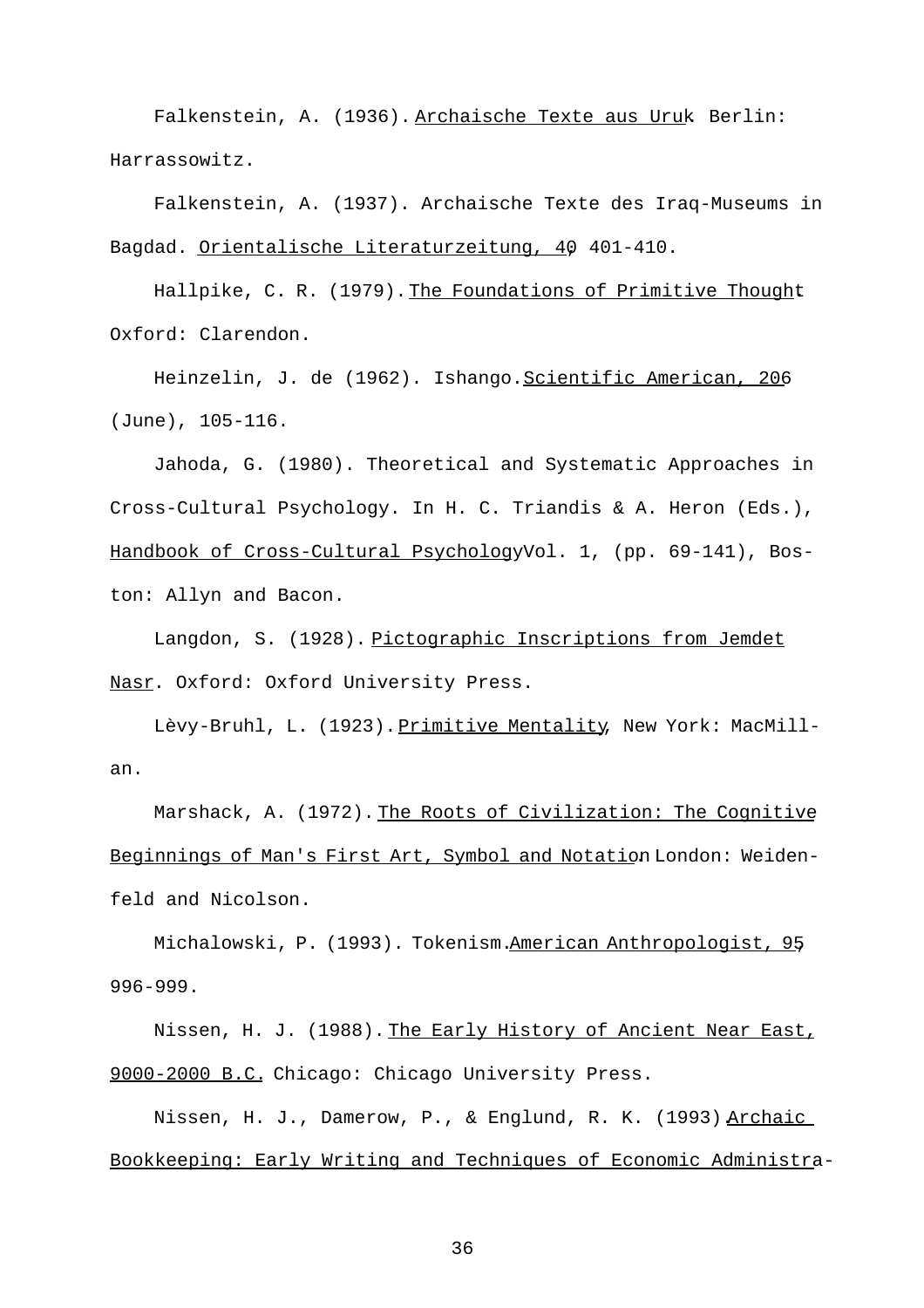Falkenstein, A. (1936). Archaische Texte aus Uruk. Berlin: Harrassowitz.

Falkenstein, A. (1937). Archaische Texte des Iraq-Museums in Bagdad. Orientalische Literaturzeitung, 40, 401-410.

Hallpike, C. R. (1979). The Foundations of Primitive Thought. Oxford: Clarendon.

Heinzelin, J. de (1962). Ishango. Scientific American, 206 (June), 105-116.

Jahoda, G. (1980). Theoretical and Systematic Approaches in Cross-Cultural Psychology. In H. C. Triandis & A. Heron (Eds.), Handbook of Cross-Cultural Psychology Vol. 1, (pp. 69-141), Boston: Allyn and Bacon.

Langdon, S. (1928). Pictographic Inscriptions from Jemdet Nasr. Oxford: Oxford University Press.

Lèvy-Bruhl, L. (1923). Primitive Mentality, New York: MacMillan.

Marshack, A. (1972). The Roots of Civilization: The Cognitive Beginnings of Man's First Art, Symbol and Notation. London: Weidenfeld and Nicolson.

Michalowski, P. (1993). Tokenism. American Anthropologist, 95, 996-999.

Nissen, H. J. (1988). The Early History of Ancient Near East, 9000-2000 B.C. Chicago: Chicago University Press.

Nissen, H. J., Damerow, P., & Englund, R. K. (1993). Archaic Bookkeeping: Early Writing and Techniques of Economic Administra-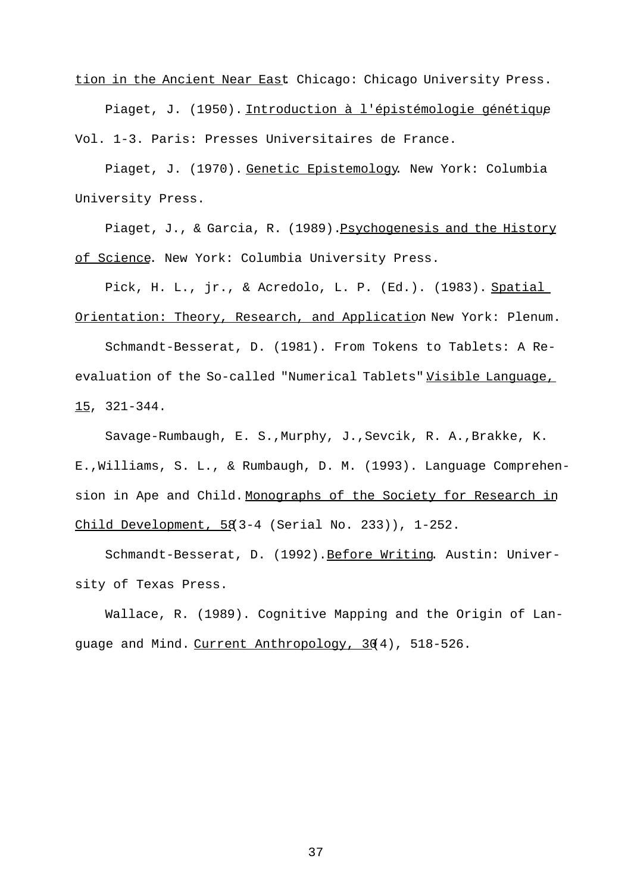tion in the Ancient Near East. Chicago: Chicago University Press.

Piaget, J. (1950). Introduction à l'épistémologie génétique, Vol. 1-3. Paris: Presses Universitaires de France.

Piaget, J. (1970). Genetic Epistemology. New York: Columbia University Press.

Piaget, J., & Garcia, R. (1989). Psychogenesis and the History of Science. New York: Columbia University Press.

Pick, H. L., jr., & Acredolo, L. P. (Ed.). (1983). Spatial Orientation: Theory, Research, and Application. New York: Plenum.

Schmandt-Besserat, D. (1981). From Tokens to Tablets: A Re-evaluation of the So-called "Numerical Tablets". Visible Language, 15, 321-344.

Savage-Rumbaugh, E. S., Murphy, J., Sevcik, R. A., Brakke, K. E., Williams, S. L., & Rumbaugh, D. M. (1993). Language Comprehension in Ape and Child. Monographs of the Society for Research in Child Development, 58(3-4 (Serial No. 233)), 1-252.

Schmandt-Besserat, D. (1992). Before Writing. Austin: University of Texas Press.

Wallace, R. (1989). Cognitive Mapping and the Origin of Language and Mind. Current Anthropology, 30(4), 518-526.